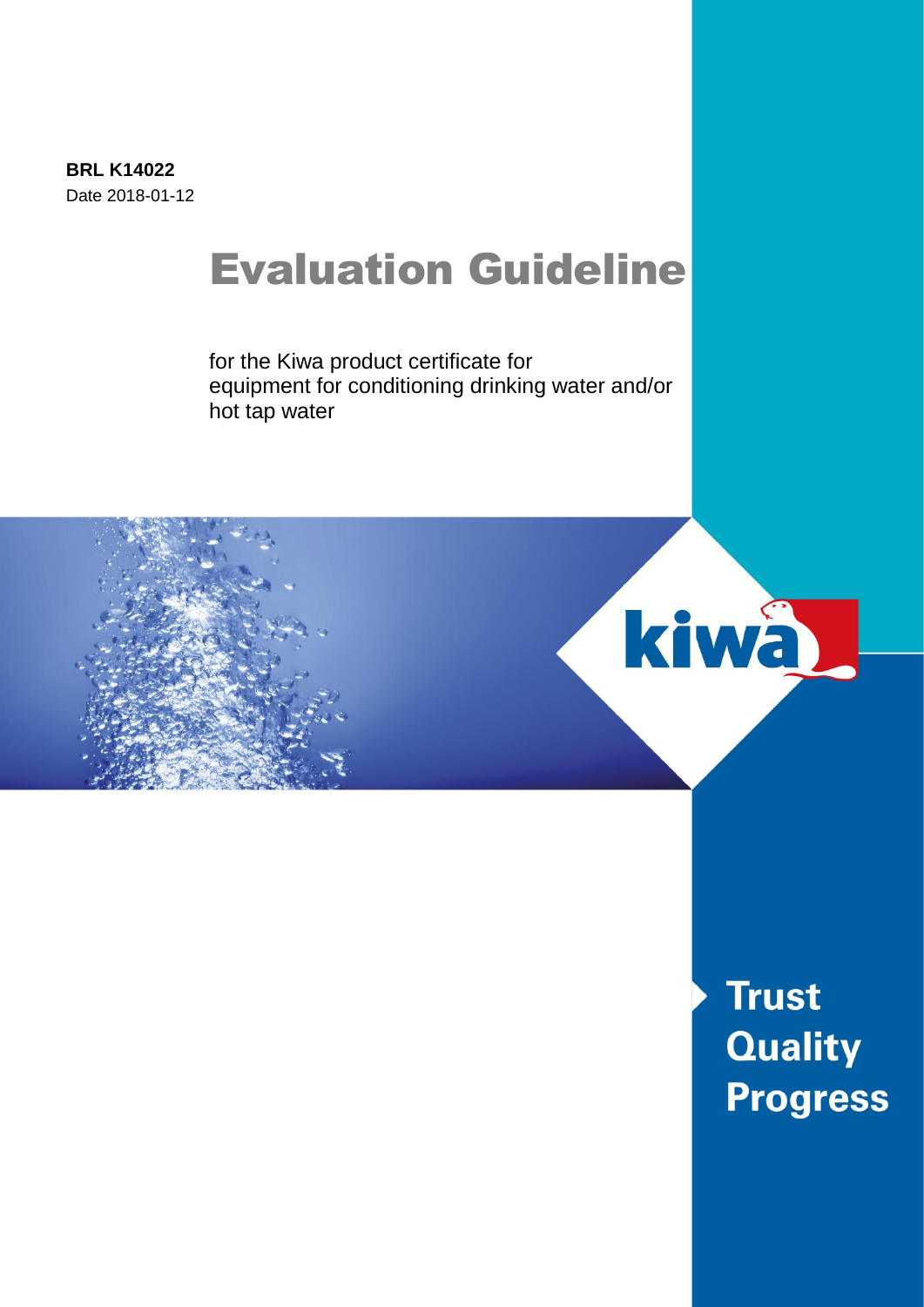**BRL K14022**
Date 2018-01-12

# Evaluation Guideline

for the Kiwa product certificate for equipment for conditioning drinking water and/or hot tap water

kiwa

Trust
Quality
Progress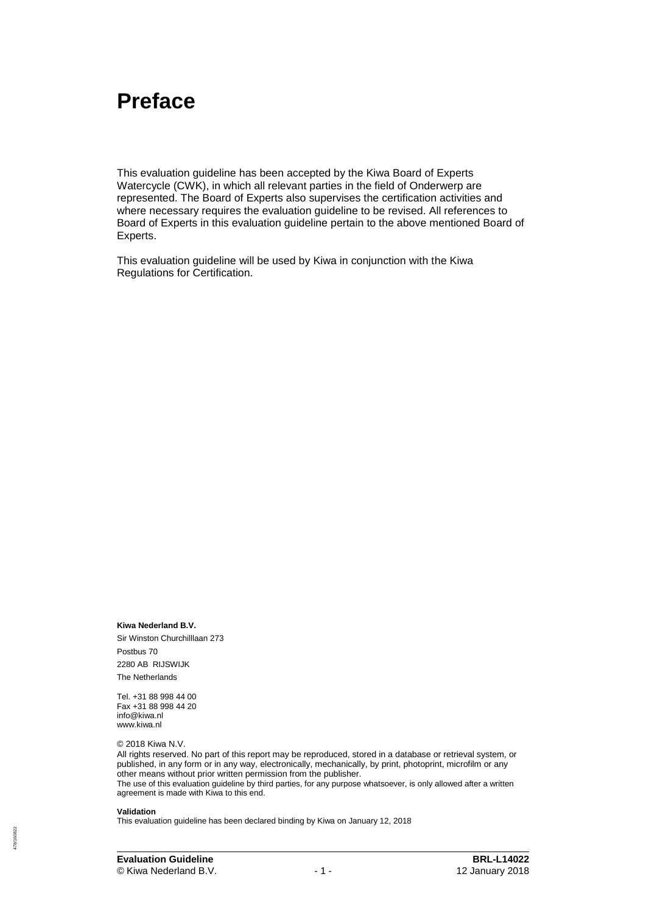# Preface

This evaluation guideline has been accepted by the Kiwa Board of Experts Watercycle (CWK), in which all relevant parties in the field of Onderwerp are represented. The Board of Experts also supervises the certification activities and where necessary requires the evaluation guideline to be revised. All references to Board of Experts in this evaluation guideline pertain to the above mentioned Board of Experts.

This evaluation guideline will be used by Kiwa in conjunction with the Kiwa Regulations for Certification.

**Kiwa Nederland B.V.**

Sir Winston Churchilllaan 273

Postbus 70

2280 AB RIJSWIJK

The Netherlands

Tel. +31 88 998 44 00
Fax +31 88 998 44 20
info@kiwa.nl
www.kiwa.nl

© 2018 Kiwa N.V.

All rights reserved. No part of this report may be reproduced, stored in a database or retrieval system, or published, in any form or in any way, electronically, mechanically, by print, photoprint, microfilm or any other means without prior written permission from the publisher.

The use of this evaluation guideline by third parties, for any purpose whatsoever, is only allowed after a written agreement is made with Kiwa to this end.

**Validation**

This evaluation guideline has been declared binding by Kiwa on January 12, 2018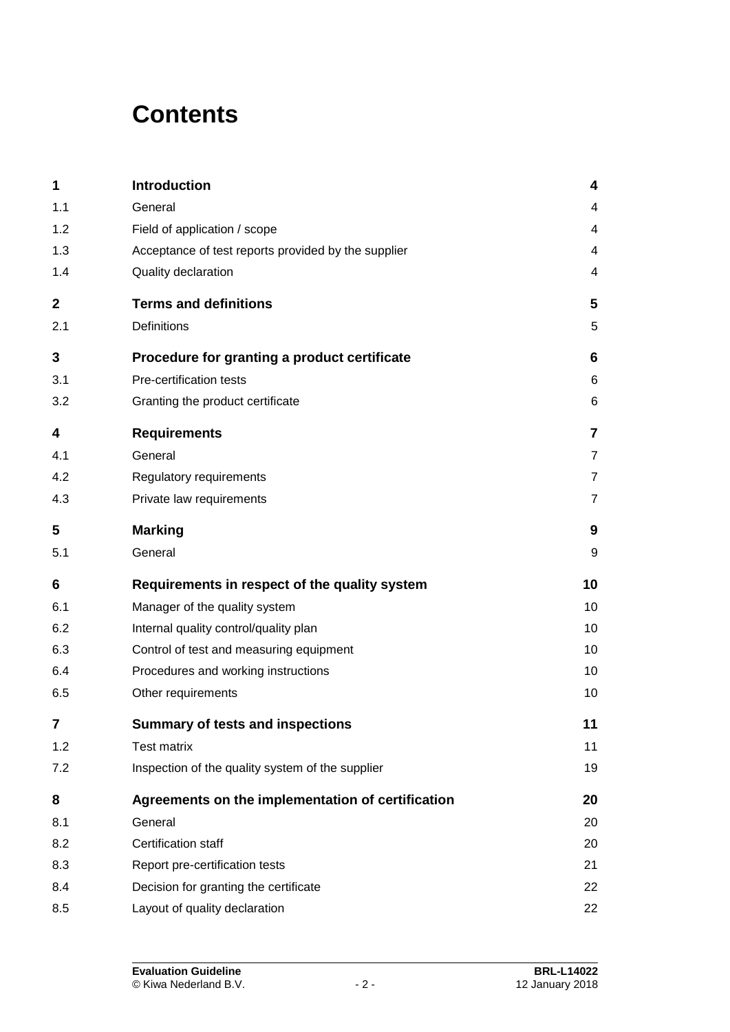# Contents

| | | |
|---|---|---|
| **1** | **Introduction** | **4** |
| 1.1 | General | 4 |
| 1.2 | Field of application / scope | 4 |
| 1.3 | Acceptance of test reports provided by the supplier | 4 |
| 1.4 | Quality declaration | 4 |
| **2** | **Terms and definitions** | **5** |
| 2.1 | Definitions | 5 |
| **3** | **Procedure for granting a product certificate** | **6** |
| 3.1 | Pre-certification tests | 6 |
| 3.2 | Granting the product certificate | 6 |
| **4** | **Requirements** | **7** |
| 4.1 | General | 7 |
| 4.2 | Regulatory requirements | 7 |
| 4.3 | Private law requirements | 7 |
| **5** | **Marking** | **9** |
| 5.1 | General | 9 |
| **6** | **Requirements in respect of the quality system** | **10** |
| 6.1 | Manager of the quality system | 10 |
| 6.2 | Internal quality control/quality plan | 10 |
| 6.3 | Control of test and measuring equipment | 10 |
| 6.4 | Procedures and working instructions | 10 |
| 6.5 | Other requirements | 10 |
| **7** | **Summary of tests and inspections** | **11** |
| 1.2 | Test matrix | 11 |
| 7.2 | Inspection of the quality system of the supplier | 19 |
| **8** | **Agreements on the implementation of certification** | **20** |
| 8.1 | General | 20 |
| 8.2 | Certification staff | 20 |
| 8.3 | Report pre-certification tests | 21 |
| 8.4 | Decision for granting the certificate | 22 |
| 8.5 | Layout of quality declaration | 22 |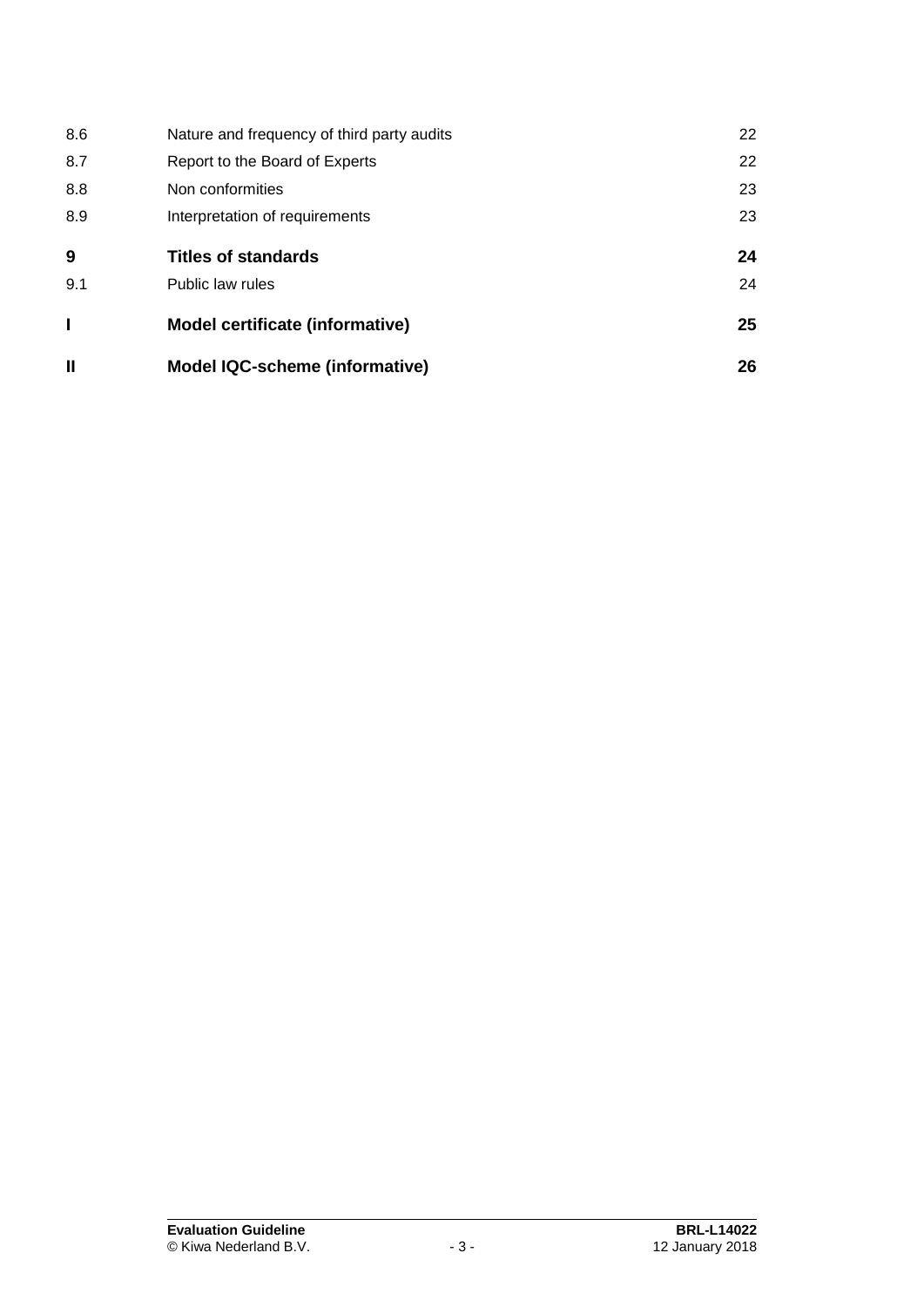| | | |
|---|---|---|
| 8.6 | Nature and frequency of third party audits | 22 |
| 8.7 | Report to the Board of Experts | 22 |
| 8.8 | Non conformities | 23 |
| 8.9 | Interpretation of requirements | 23 |
| **9** | **Titles of standards** | **24** |
| 9.1 | Public law rules | 24 |
| **I** | **Model certificate (informative)** | **25** |
| **II** | **Model IQC-scheme (informative)** | **26** |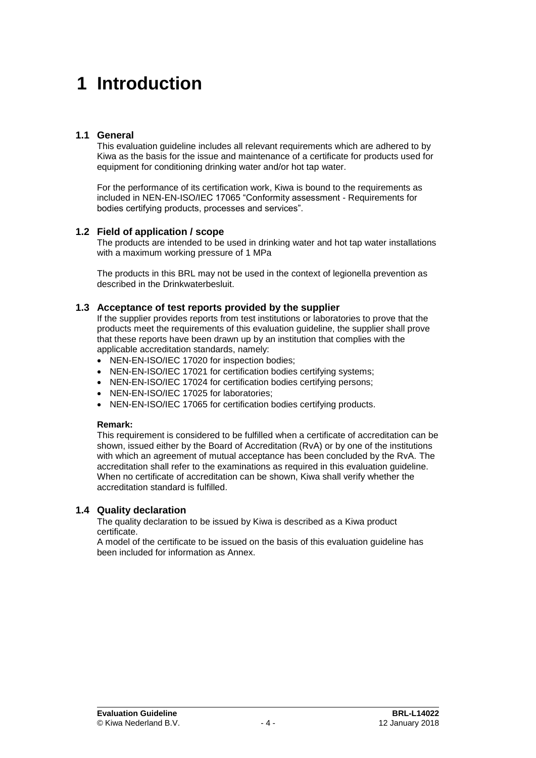# 1 Introduction

## 1.1 General

This evaluation guideline includes all relevant requirements which are adhered to by Kiwa as the basis for the issue and maintenance of a certificate for products used for equipment for conditioning drinking water and/or hot tap water.

For the performance of its certification work, Kiwa is bound to the requirements as included in NEN-EN-ISO/IEC 17065 “Conformity assessment - Requirements for bodies certifying products, processes and services”.

## 1.2 Field of application / scope

The products are intended to be used in drinking water and hot tap water installations with a maximum working pressure of 1 MPa

The products in this BRL may not be used in the context of legionella prevention as described in the Drinkwaterbesluit.

## 1.3 Acceptance of test reports provided by the supplier

If the supplier provides reports from test institutions or laboratories to prove that the products meet the requirements of this evaluation guideline, the supplier shall prove that these reports have been drawn up by an institution that complies with the applicable accreditation standards, namely:

- NEN-EN-ISO/IEC 17020 for inspection bodies;
- NEN-EN-ISO/IEC 17021 for certification bodies certifying systems;
- NEN-EN-ISO/IEC 17024 for certification bodies certifying persons;
- NEN-EN-ISO/IEC 17025 for laboratories;
- NEN-EN-ISO/IEC 17065 for certification bodies certifying products.

**Remark:**

This requirement is considered to be fulfilled when a certificate of accreditation can be shown, issued either by the Board of Accreditation (RvA) or by one of the institutions with which an agreement of mutual acceptance has been concluded by the RvA. The accreditation shall refer to the examinations as required in this evaluation guideline. When no certificate of accreditation can be shown, Kiwa shall verify whether the accreditation standard is fulfilled.

## 1.4 Quality declaration

The quality declaration to be issued by Kiwa is described as a Kiwa product certificate.

A model of the certificate to be issued on the basis of this evaluation guideline has been included for information as Annex.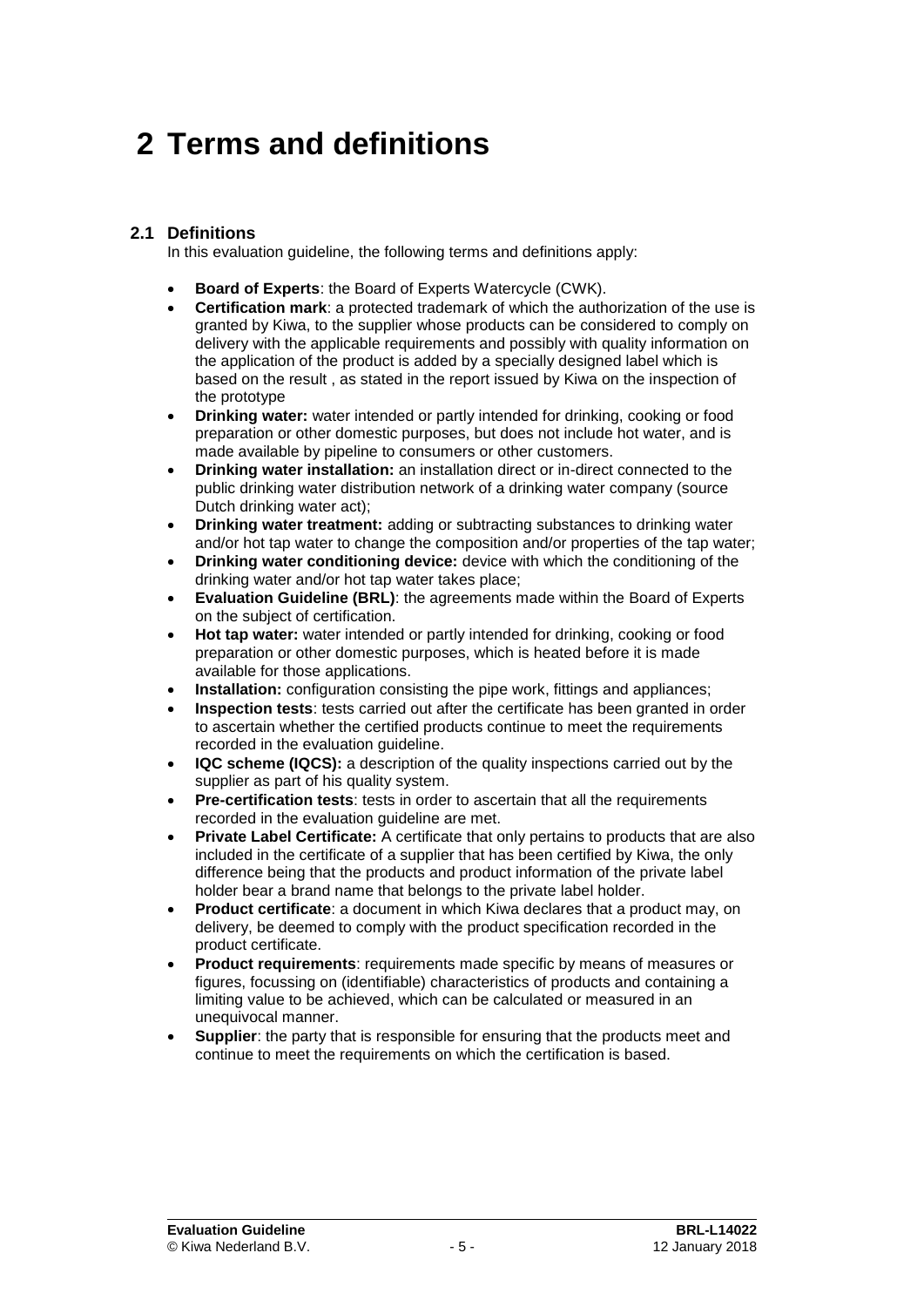# 2 Terms and definitions

## 2.1 Definitions

In this evaluation guideline, the following terms and definitions apply:

- **Board of Experts**: the Board of Experts Watercycle (CWK).
- **Certification mark**: a protected trademark of which the authorization of the use is granted by Kiwa, to the supplier whose products can be considered to comply on delivery with the applicable requirements and possibly with quality information on the application of the product is added by a specially designed label which is based on the result , as stated in the report issued by Kiwa on the inspection of the prototype
- **Drinking water:** water intended or partly intended for drinking, cooking or food preparation or other domestic purposes, but does not include hot water, and is made available by pipeline to consumers or other customers.
- **Drinking water installation:** an installation direct or in-direct connected to the public drinking water distribution network of a drinking water company (source Dutch drinking water act);
- **Drinking water treatment:** adding or subtracting substances to drinking water and/or hot tap water to change the composition and/or properties of the tap water;
- **Drinking water conditioning device:** device with which the conditioning of the drinking water and/or hot tap water takes place;
- **Evaluation Guideline (BRL)**: the agreements made within the Board of Experts on the subject of certification.
- **Hot tap water:** water intended or partly intended for drinking, cooking or food preparation or other domestic purposes, which is heated before it is made available for those applications.
- **Installation:** configuration consisting the pipe work, fittings and appliances;
- **Inspection tests**: tests carried out after the certificate has been granted in order to ascertain whether the certified products continue to meet the requirements recorded in the evaluation guideline.
- **IQC scheme (IQCS):** a description of the quality inspections carried out by the supplier as part of his quality system.
- **Pre-certification tests**: tests in order to ascertain that all the requirements recorded in the evaluation guideline are met.
- **Private Label Certificate:** A certificate that only pertains to products that are also included in the certificate of a supplier that has been certified by Kiwa, the only difference being that the products and product information of the private label holder bear a brand name that belongs to the private label holder.
- **Product certificate**: a document in which Kiwa declares that a product may, on delivery, be deemed to comply with the product specification recorded in the product certificate.
- **Product requirements**: requirements made specific by means of measures or figures, focussing on (identifiable) characteristics of products and containing a limiting value to be achieved, which can be calculated or measured in an unequivocal manner.
- **Supplier**: the party that is responsible for ensuring that the products meet and continue to meet the requirements on which the certification is based.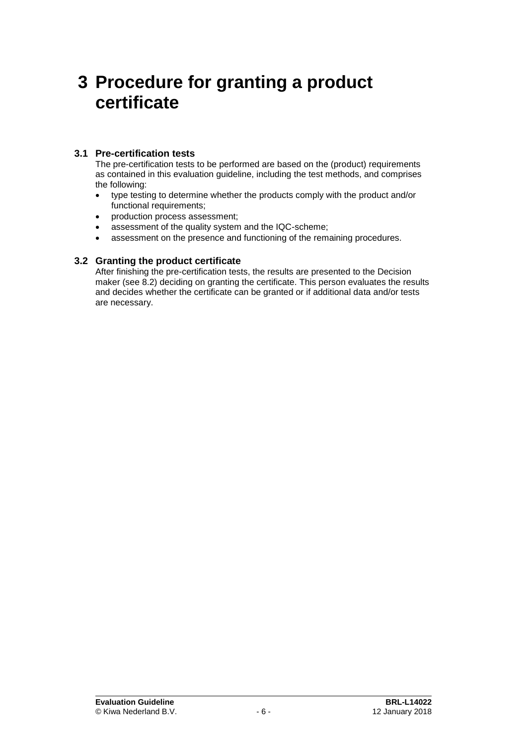# 3 Procedure for granting a product certificate

## 3.1 Pre-certification tests

The pre-certification tests to be performed are based on the (product) requirements as contained in this evaluation guideline, including the test methods, and comprises the following:

- type testing to determine whether the products comply with the product and/or functional requirements;
- production process assessment;
- assessment of the quality system and the IQC-scheme;
- assessment on the presence and functioning of the remaining procedures.

## 3.2 Granting the product certificate

After finishing the pre-certification tests, the results are presented to the Decision maker (see 8.2) deciding on granting the certificate. This person evaluates the results and decides whether the certificate can be granted or if additional data and/or tests are necessary.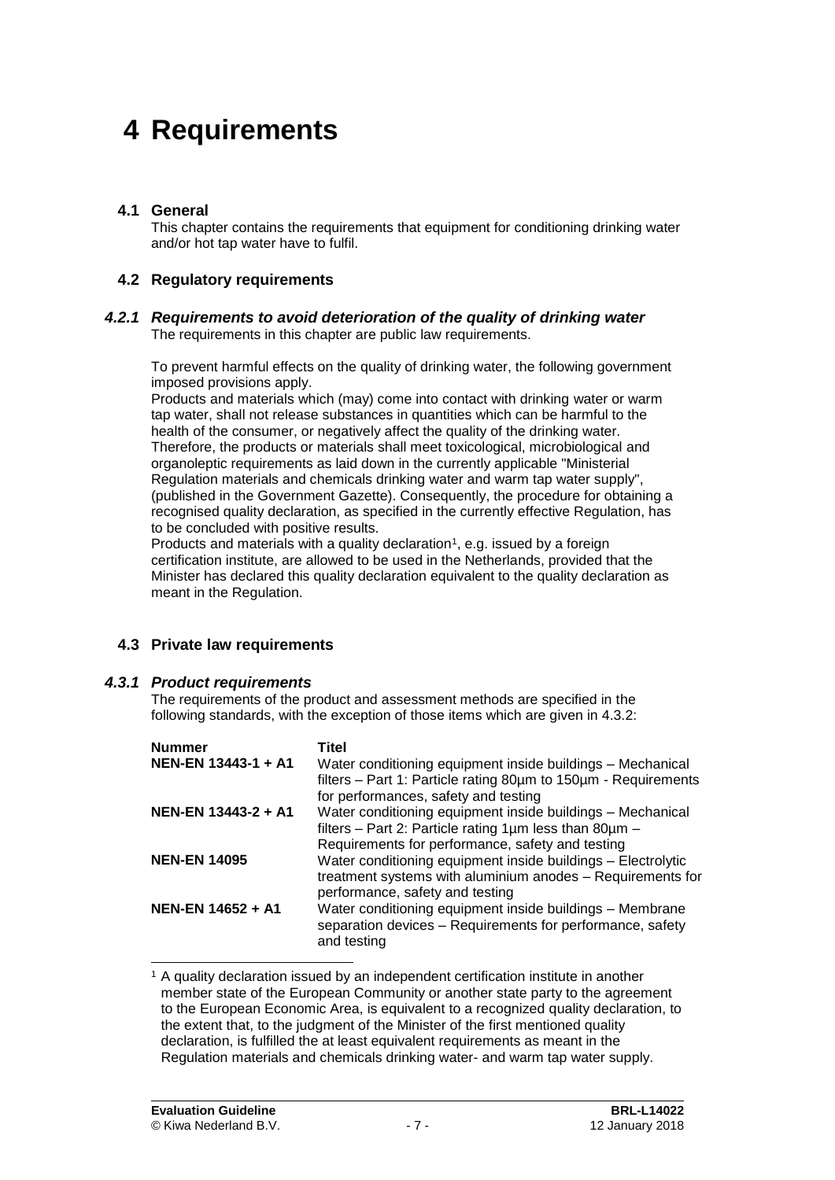# 4 Requirements

## 4.1 General

This chapter contains the requirements that equipment for conditioning drinking water and/or hot tap water have to fulfil.

## 4.2 Regulatory requirements

### *4.2.1 Requirements to avoid deterioration of the quality of drinking water*

The requirements in this chapter are public law requirements.

To prevent harmful effects on the quality of drinking water, the following government imposed provisions apply.
Products and materials which (may) come into contact with drinking water or warm tap water, shall not release substances in quantities which can be harmful to the health of the consumer, or negatively affect the quality of the drinking water. Therefore, the products or materials shall meet toxicological, microbiological and organoleptic requirements as laid down in the currently applicable "Ministerial Regulation materials and chemicals drinking water and warm tap water supply", (published in the Government Gazette). Consequently, the procedure for obtaining a recognised quality declaration, as specified in the currently effective Regulation, has to be concluded with positive results.
Products and materials with a quality declaration[1], e.g. issued by a foreign certification institute, are allowed to be used in the Netherlands, provided that the Minister has declared this quality declaration equivalent to the quality declaration as meant in the Regulation.

## 4.3 Private law requirements

### *4.3.1 Product requirements*

The requirements of the product and assessment methods are specified in the following standards, with the exception of those items which are given in 4.3.2:

| Nummer | Titel |
|---|---|
| **NEN-EN 13443-1 + A1** | Water conditioning equipment inside buildings – Mechanical filters – Part 1: Particle rating 80µm to 150µm - Requirements for performances, safety and testing |
| **NEN-EN 13443-2 + A1** | Water conditioning equipment inside buildings – Mechanical filters – Part 2: Particle rating 1µm less than 80µm – Requirements for performance, safety and testing |
| **NEN-EN 14095** | Water conditioning equipment inside buildings – Electrolytic treatment systems with aluminium anodes – Requirements for performance, safety and testing |
| **NEN-EN 14652 + A1** | Water conditioning equipment inside buildings – Membrane separation devices – Requirements for performance, safety and testing |

[1] A quality declaration issued by an independent certification institute in another member state of the European Community or another state party to the agreement to the European Economic Area, is equivalent to a recognized quality declaration, to the extent that, to the judgment of the Minister of the first mentioned quality declaration, is fulfilled the at least equivalent requirements as meant in the Regulation materials and chemicals drinking water- and warm tap water supply.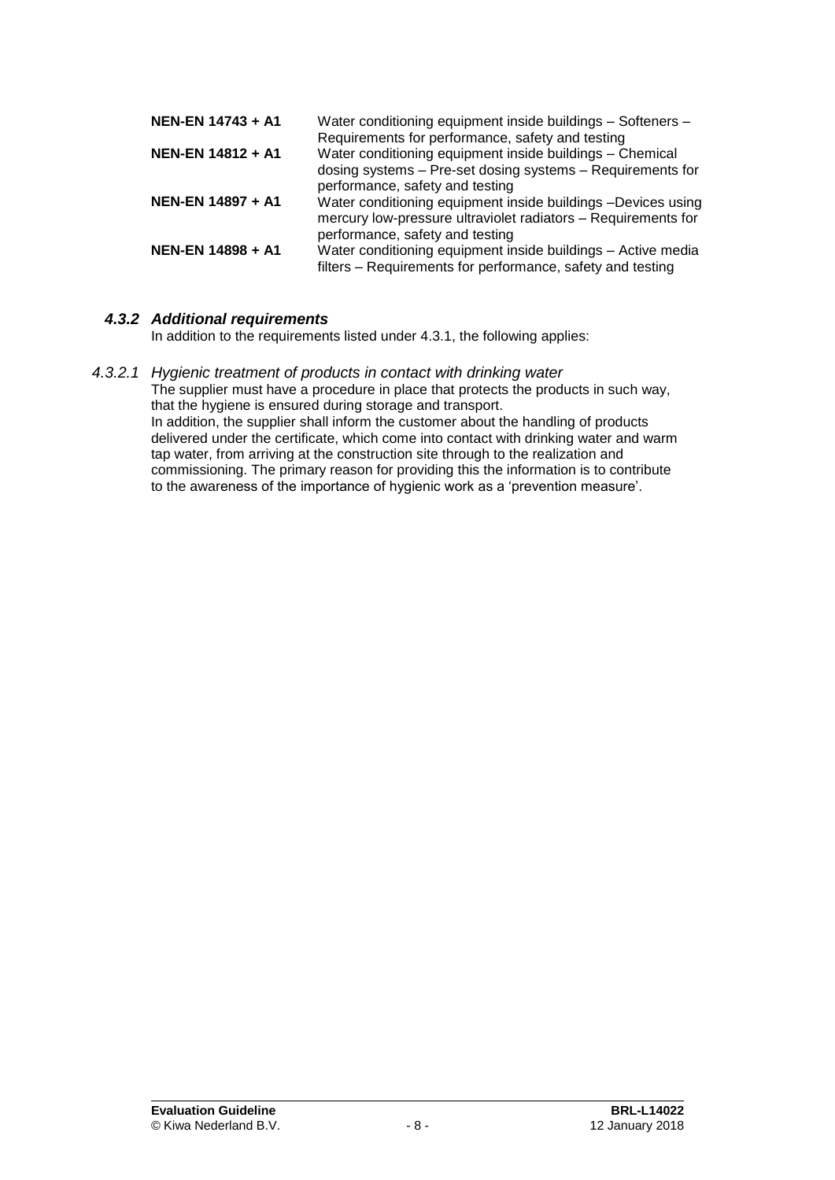| | |
|---|---|
| **NEN-EN 14743 + A1** | Water conditioning equipment inside buildings – Softeners – Requirements for performance, safety and testing |
| **NEN-EN 14812 + A1** | Water conditioning equipment inside buildings – Chemical dosing systems – Pre-set dosing systems – Requirements for performance, safety and testing |
| **NEN-EN 14897 + A1** | Water conditioning equipment inside buildings –Devices using mercury low-pressure ultraviolet radiators – Requirements for performance, safety and testing |
| **NEN-EN 14898 + A1** | Water conditioning equipment inside buildings – Active media filters – Requirements for performance, safety and testing |

### *4.3.2 Additional requirements*

In addition to the requirements listed under 4.3.1, the following applies:

#### *4.3.2.1 Hygienic treatment of products in contact with drinking water*

The supplier must have a procedure in place that protects the products in such way, that the hygiene is ensured during storage and transport.
In addition, the supplier shall inform the customer about the handling of products delivered under the certificate, which come into contact with drinking water and warm tap water, from arriving at the construction site through to the realization and commissioning. The primary reason for providing this the information is to contribute to the awareness of the importance of hygienic work as a 'prevention measure'.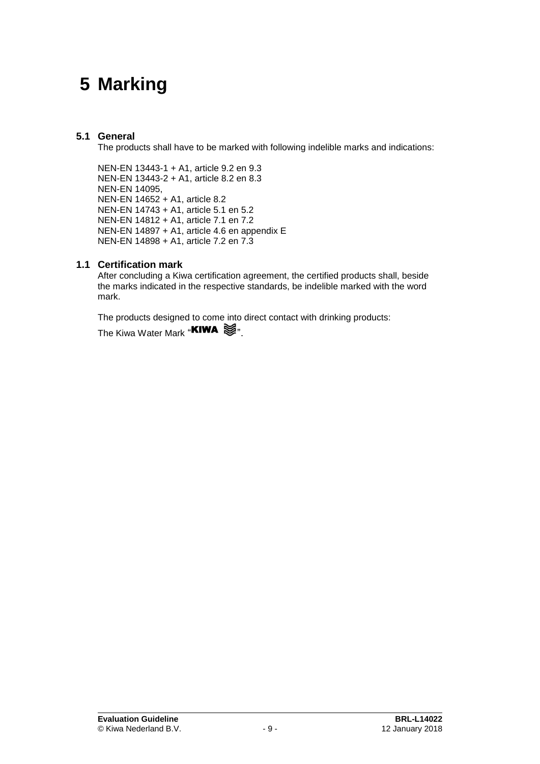# 5 Marking

## 5.1 General

The products shall have to be marked with following indelible marks and indications:

NEN-EN 13443-1 + A1, article 9.2 en 9.3
NEN-EN 13443-2 + A1, article 8.2 en 8.3
NEN-EN 14095,
NEN-EN 14652 + A1, article 8.2
NEN-EN 14743 + A1, article 5.1 en 5.2
NEN-EN 14812 + A1, article 7.1 en 7.2
NEN-EN 14897 + A1, article 4.6 en appendix E
NEN-EN 14898 + A1, article 7.2 en 7.3

## 1.1 Certification mark

After concluding a Kiwa certification agreement, the certified products shall, beside the marks indicated in the respective standards, be indelible marked with the word mark.

The products designed to come into direct contact with drinking products:
The Kiwa Water Mark "**KIWA** ≋".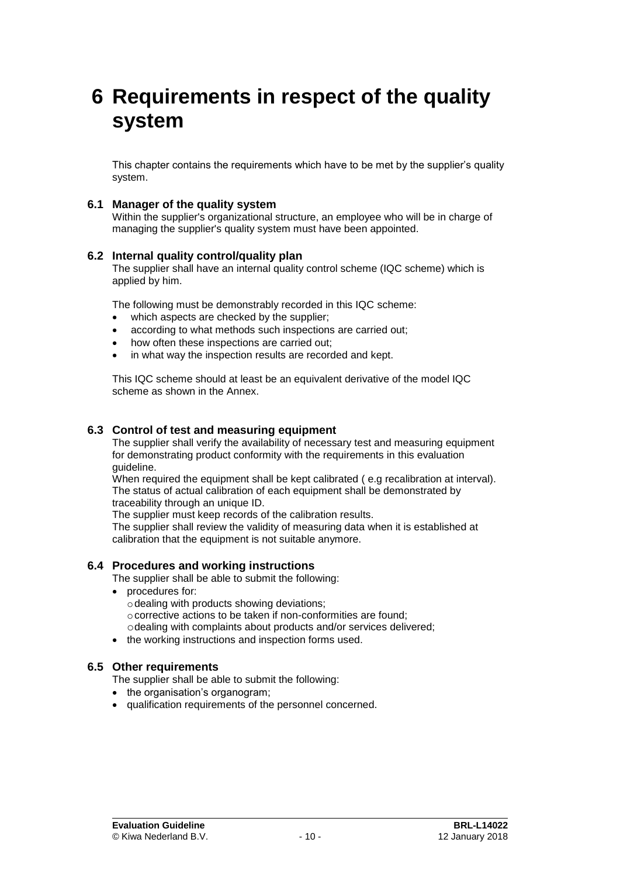# 6 Requirements in respect of the quality system

This chapter contains the requirements which have to be met by the supplier's quality system.

## 6.1 Manager of the quality system

Within the supplier's organizational structure, an employee who will be in charge of managing the supplier's quality system must have been appointed.

## 6.2 Internal quality control/quality plan

The supplier shall have an internal quality control scheme (IQC scheme) which is applied by him.

The following must be demonstrably recorded in this IQC scheme:

- which aspects are checked by the supplier;
- according to what methods such inspections are carried out;
- how often these inspections are carried out;
- in what way the inspection results are recorded and kept.

This IQC scheme should at least be an equivalent derivative of the model IQC scheme as shown in the Annex.

## 6.3 Control of test and measuring equipment

The supplier shall verify the availability of necessary test and measuring equipment for demonstrating product conformity with the requirements in this evaluation guideline.
When required the equipment shall be kept calibrated ( e.g recalibration at interval).
The status of actual calibration of each equipment shall be demonstrated by traceability through an unique ID.
The supplier must keep records of the calibration results.
The supplier shall review the validity of measuring data when it is established at calibration that the equipment is not suitable anymore.

## 6.4 Procedures and working instructions

The supplier shall be able to submit the following:

- procedures for:
  - dealing with products showing deviations;
  - corrective actions to be taken if non-conformities are found;
  - dealing with complaints about products and/or services delivered;
- the working instructions and inspection forms used.

## 6.5 Other requirements

The supplier shall be able to submit the following:

- the organisation's organogram;
- qualification requirements of the personnel concerned.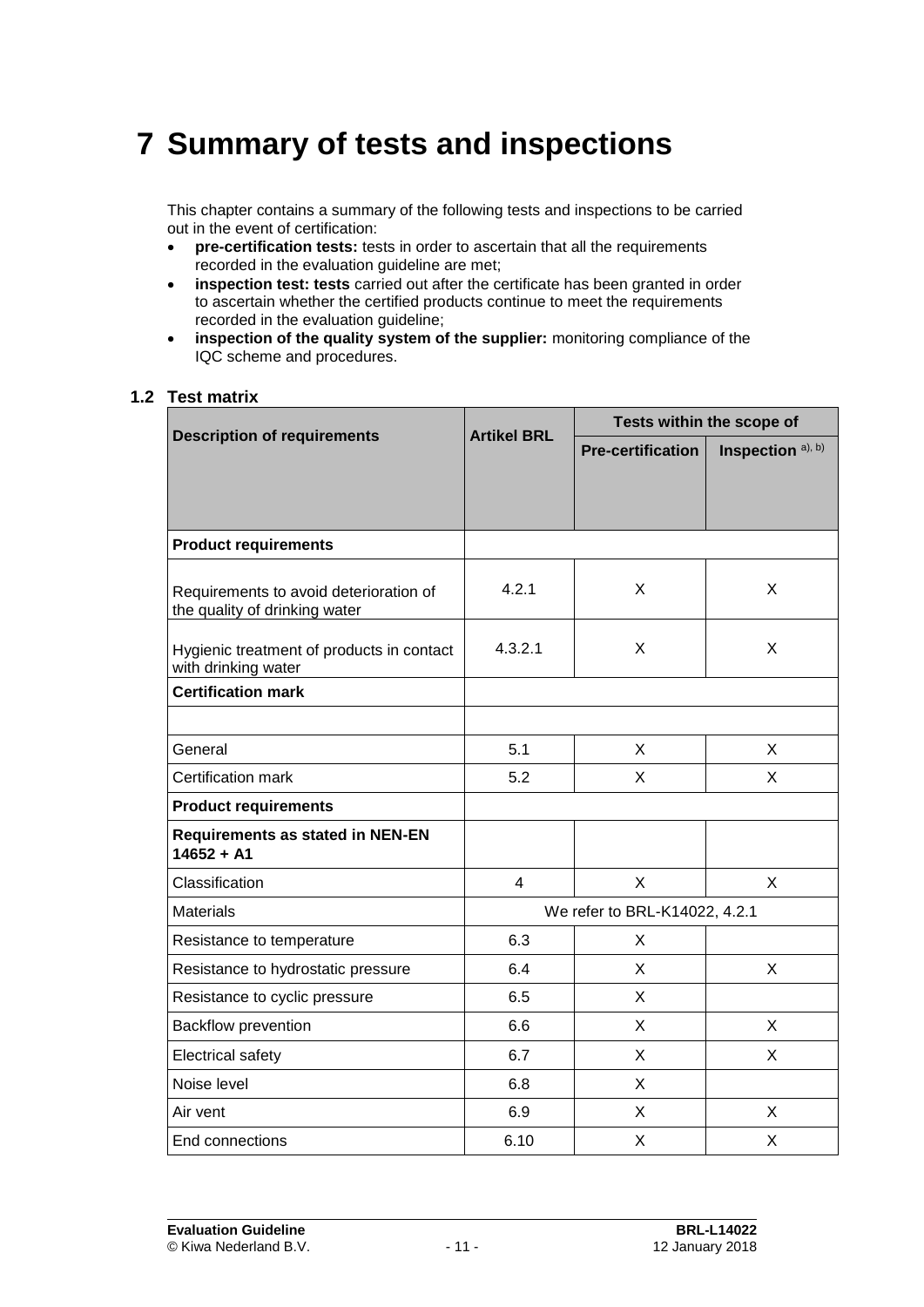# 7 Summary of tests and inspections

This chapter contains a summary of the following tests and inspections to be carried out in the event of certification:

- **pre-certification tests:** tests in order to ascertain that all the requirements recorded in the evaluation guideline are met;
- **inspection test: tests** carried out after the certificate has been granted in order to ascertain whether the certified products continue to meet the requirements recorded in the evaluation guideline;
- **inspection of the quality system of the supplier:** monitoring compliance of the IQC scheme and procedures.

## 1.2 Test matrix

| Description of requirements | Artikel BRL | Tests within the scope of | |
|---|---|---|---|
| | | Pre-certification | Inspection a), b) |
| **Product requirements** | | | |
| Requirements to avoid deterioration of the quality of drinking water | 4.2.1 | X | X |
| Hygienic treatment of products in contact with drinking water | 4.3.2.1 | X | X |
| **Certification mark** | | | |
| | | | |
| General | 5.1 | X | X |
| Certification mark | 5.2 | X | X |
| **Product requirements** | | | |
| **Requirements as stated in NEN-EN 14652 + A1** | | | |
| Classification | 4 | X | X |
| Materials | We refer to BRL-K14022, 4.2.1 | | |
| Resistance to temperature | 6.3 | X | |
| Resistance to hydrostatic pressure | 6.4 | X | X |
| Resistance to cyclic pressure | 6.5 | X | |
| Backflow prevention | 6.6 | X | X |
| Electrical safety | 6.7 | X | X |
| Noise level | 6.8 | X | |
| Air vent | 6.9 | X | X |
| End connections | 6.10 | X | X |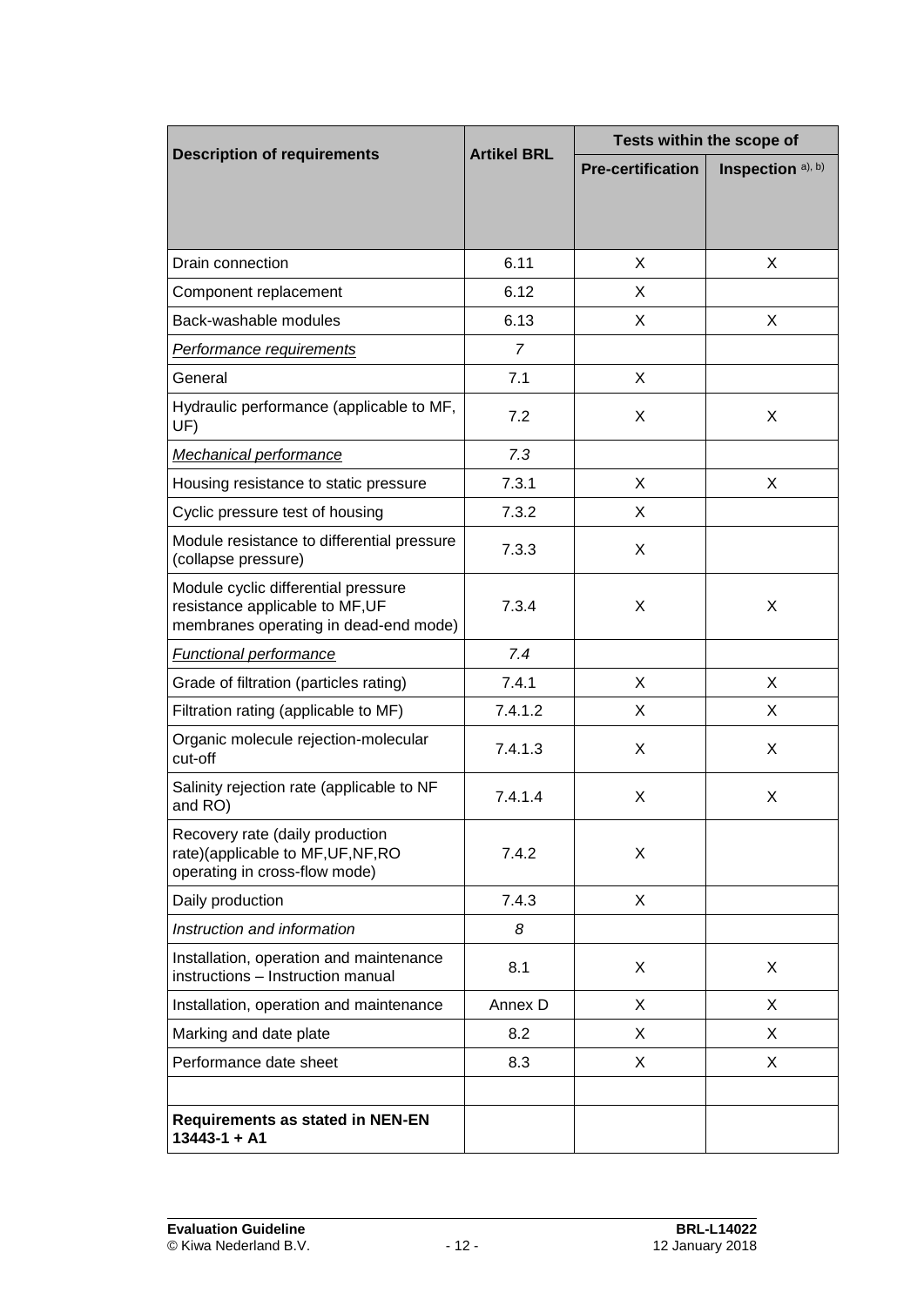| Description of requirements | Artikel BRL | Tests within the scope of | |
|---|---|---|---|
| | | Pre-certification | Inspection [a), b)] |
| Drain connection | 6.11 | X | X |
| Component replacement | 6.12 | X | |
| Back-washable modules | 6.13 | X | X |
| *Performance requirements* | *7* | | |
| General | 7.1 | X | |
| Hydraulic performance (applicable to MF, UF) | 7.2 | X | X |
| *Mechanical performance* | *7.3* | | |
| Housing resistance to static pressure | 7.3.1 | X | X |
| Cyclic pressure test of housing | 7.3.2 | X | |
| Module resistance to differential pressure (collapse pressure) | 7.3.3 | X | |
| Module cyclic differential pressure resistance applicable to MF,UF membranes operating in dead-end mode) | 7.3.4 | X | X |
| *Functional performance* | *7.4* | | |
| Grade of filtration (particles rating) | 7.4.1 | X | X |
| Filtration rating (applicable to MF) | 7.4.1.2 | X | X |
| Organic molecule rejection-molecular cut-off | 7.4.1.3 | X | X |
| Salinity rejection rate (applicable to NF and RO) | 7.4.1.4 | X | X |
| Recovery rate (daily production rate)(applicable to MF,UF,NF,RO operating in cross-flow mode) | 7.4.2 | X | |
| Daily production | 7.4.3 | X | |
| *Instruction and information* | *8* | | |
| Installation, operation and maintenance instructions – Instruction manual | 8.1 | X | X |
| Installation, operation and maintenance | Annex D | X | X |
| Marking and date plate | 8.2 | X | X |
| Performance date sheet | 8.3 | X | X |
| | | | |
| **Requirements as stated in NEN-EN 13443-1 + A1** | | | |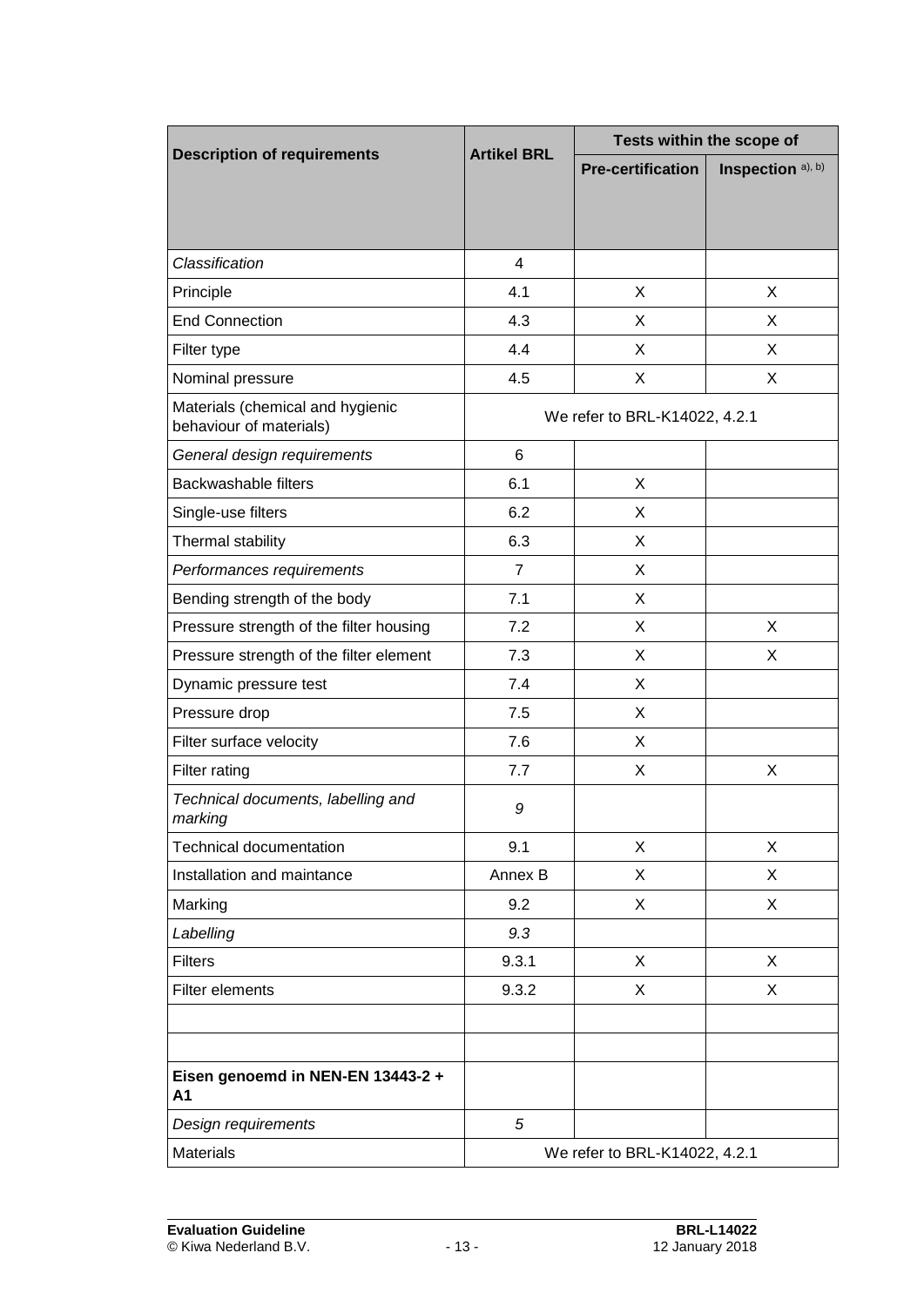| Description of requirements | Artikel BRL | Tests within the scope of | |
|---|---|---|---|
| | | Pre-certification | Inspection a), b) |
| *Classification* | 4 | | |
| Principle | 4.1 | X | X |
| End Connection | 4.3 | X | X |
| Filter type | 4.4 | X | X |
| Nominal pressure | 4.5 | X | X |
| Materials (chemical and hygienic behaviour of materials) | We refer to BRL-K14022, 4.2.1 | | |
| *General design requirements* | 6 | | |
| Backwashable filters | 6.1 | X | |
| Single-use filters | 6.2 | X | |
| Thermal stability | 6.3 | X | |
| *Performances requirements* | 7 | X | |
| Bending strength of the body | 7.1 | X | |
| Pressure strength of the filter housing | 7.2 | X | X |
| Pressure strength of the filter element | 7.3 | X | X |
| Dynamic pressure test | 7.4 | X | |
| Pressure drop | 7.5 | X | |
| Filter surface velocity | 7.6 | X | |
| Filter rating | 7.7 | X | X |
| *Technical documents, labelling and marking* | *9* | | |
| Technical documentation | 9.1 | X | X |
| Installation and maintance | Annex B | X | X |
| Marking | 9.2 | X | X |
| *Labelling* | *9.3* | | |
| Filters | 9.3.1 | X | X |
| Filter elements | 9.3.2 | X | X |
| | | | |
| | | | |
| **Eisen genoemd in NEN-EN 13443-2 + A1** | | | |
| *Design requirements* | *5* | | |
| Materials | We refer to BRL-K14022, 4.2.1 | | |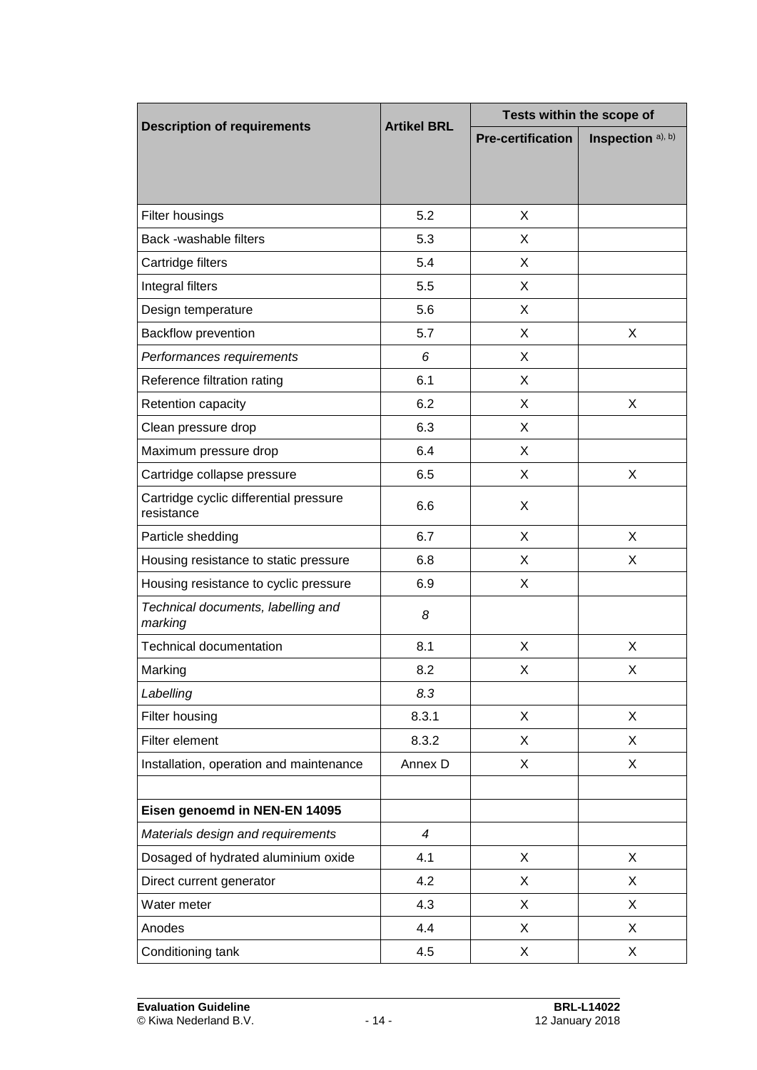| Description of requirements | Artikel BRL | Tests within the scope of | |
|---|---|---|---|
| | | Pre-certification | Inspection a), b) |
| Filter housings | 5.2 | X | |
| Back -washable filters | 5.3 | X | |
| Cartridge filters | 5.4 | X | |
| Integral filters | 5.5 | X | |
| Design temperature | 5.6 | X | |
| Backflow prevention | 5.7 | X | X |
| *Performances requirements* | *6* | X | |
| Reference filtration rating | 6.1 | X | |
| Retention capacity | 6.2 | X | X |
| Clean pressure drop | 6.3 | X | |
| Maximum pressure drop | 6.4 | X | |
| Cartridge collapse pressure | 6.5 | X | X |
| Cartridge cyclic differential pressure resistance | 6.6 | X | |
| Particle shedding | 6.7 | X | X |
| Housing resistance to static pressure | 6.8 | X | X |
| Housing resistance to cyclic pressure | 6.9 | X | |
| *Technical documents, labelling and marking* | *8* | | |
| Technical documentation | 8.1 | X | X |
| Marking | 8.2 | X | X |
| *Labelling* | *8.3* | | |
| Filter housing | 8.3.1 | X | X |
| Filter element | 8.3.2 | X | X |
| Installation, operation and maintenance | Annex D | X | X |
| | | | |
| **Eisen genoemd in NEN-EN 14095** | | | |
| *Materials design and requirements* | *4* | | |
| Dosaged of hydrated aluminium oxide | 4.1 | X | X |
| Direct current generator | 4.2 | X | X |
| Water meter | 4.3 | X | X |
| Anodes | 4.4 | X | X |
| Conditioning tank | 4.5 | X | X |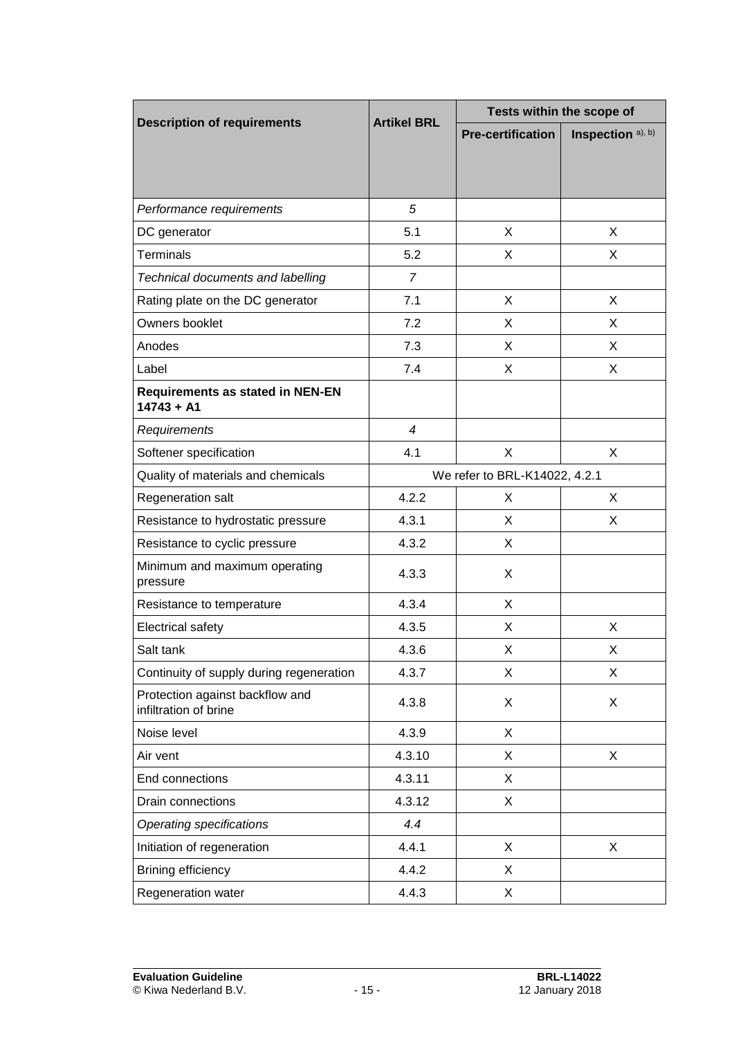| Description of requirements | Artikel BRL | Tests within the scope of | |
|---|---|---|---|
| | | **Pre-certification** | **Inspection** [a), b)] |
| *Performance requirements* | *5* | | |
| DC generator | 5.1 | X | X |
| Terminals | 5.2 | X | X |
| *Technical documents and labelling* | *7* | | |
| Rating plate on the DC generator | 7.1 | X | X |
| Owners booklet | 7.2 | X | X |
| Anodes | 7.3 | X | X |
| Label | 7.4 | X | X |
| **Requirements as stated in NEN-EN 14743 + A1** | | | |
| *Requirements* | *4* | | |
| Softener specification | 4.1 | X | X |
| Quality of materials and chemicals | We refer to BRL-K14022, 4.2.1 | | |
| Regeneration salt | 4.2.2 | X | X |
| Resistance to hydrostatic pressure | 4.3.1 | X | X |
| Resistance to cyclic pressure | 4.3.2 | X | |
| Minimum and maximum operating pressure | 4.3.3 | X | |
| Resistance to temperature | 4.3.4 | X | |
| Electrical safety | 4.3.5 | X | X |
| Salt tank | 4.3.6 | X | X |
| Continuity of supply during regeneration | 4.3.7 | X | X |
| Protection against backflow and infiltration of brine | 4.3.8 | X | X |
| Noise level | 4.3.9 | X | |
| Air vent | 4.3.10 | X | X |
| End connections | 4.3.11 | X | |
| Drain connections | 4.3.12 | X | |
| *Operating specifications* | *4.4* | | |
| Initiation of regeneration | 4.4.1 | X | X |
| Brining efficiency | 4.4.2 | X | |
| Regeneration water | 4.4.3 | X | |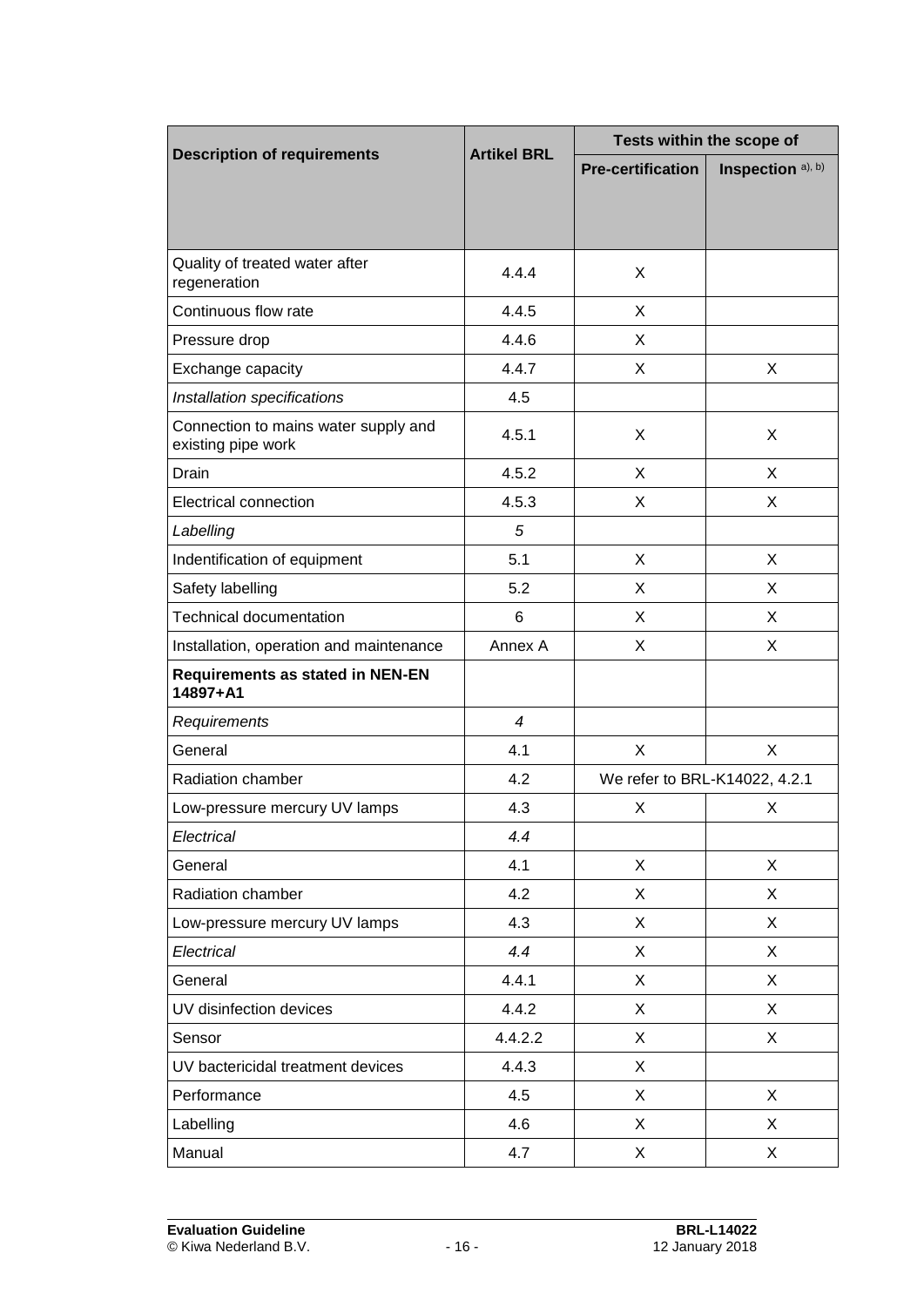| Description of requirements | Artikel BRL | Tests within the scope of | |
|---|---|---|---|
| | | **Pre-certification** | **Inspection** [a), b)] |
| Quality of treated water after regeneration | 4.4.4 | X | |
| Continuous flow rate | 4.4.5 | X | |
| Pressure drop | 4.4.6 | X | |
| Exchange capacity | 4.4.7 | X | X |
| *Installation specifications* | 4.5 | | |
| Connection to mains water supply and existing pipe work | 4.5.1 | X | X |
| Drain | 4.5.2 | X | X |
| Electrical connection | 4.5.3 | X | X |
| *Labelling* | *5* | | |
| Indentification of equipment | 5.1 | X | X |
| Safety labelling | 5.2 | X | X |
| Technical documentation | 6 | X | X |
| Installation, operation and maintenance | Annex A | X | X |
| **Requirements as stated in NEN-EN 14897+A1** | | | |
| *Requirements* | *4* | | |
| General | 4.1 | X | X |
| Radiation chamber | 4.2 | We refer to BRL-K14022, 4.2.1 | |
| Low-pressure mercury UV lamps | 4.3 | X | X |
| *Electrical* | *4.4* | | |
| General | 4.1 | X | X |
| Radiation chamber | 4.2 | X | X |
| Low-pressure mercury UV lamps | 4.3 | X | X |
| *Electrical* | *4.4* | X | X |
| General | 4.4.1 | X | X |
| UV disinfection devices | 4.4.2 | X | X |
| Sensor | 4.4.2.2 | X | X |
| UV bactericidal treatment devices | 4.4.3 | X | |
| Performance | 4.5 | X | X |
| Labelling | 4.6 | X | X |
| Manual | 4.7 | X | X |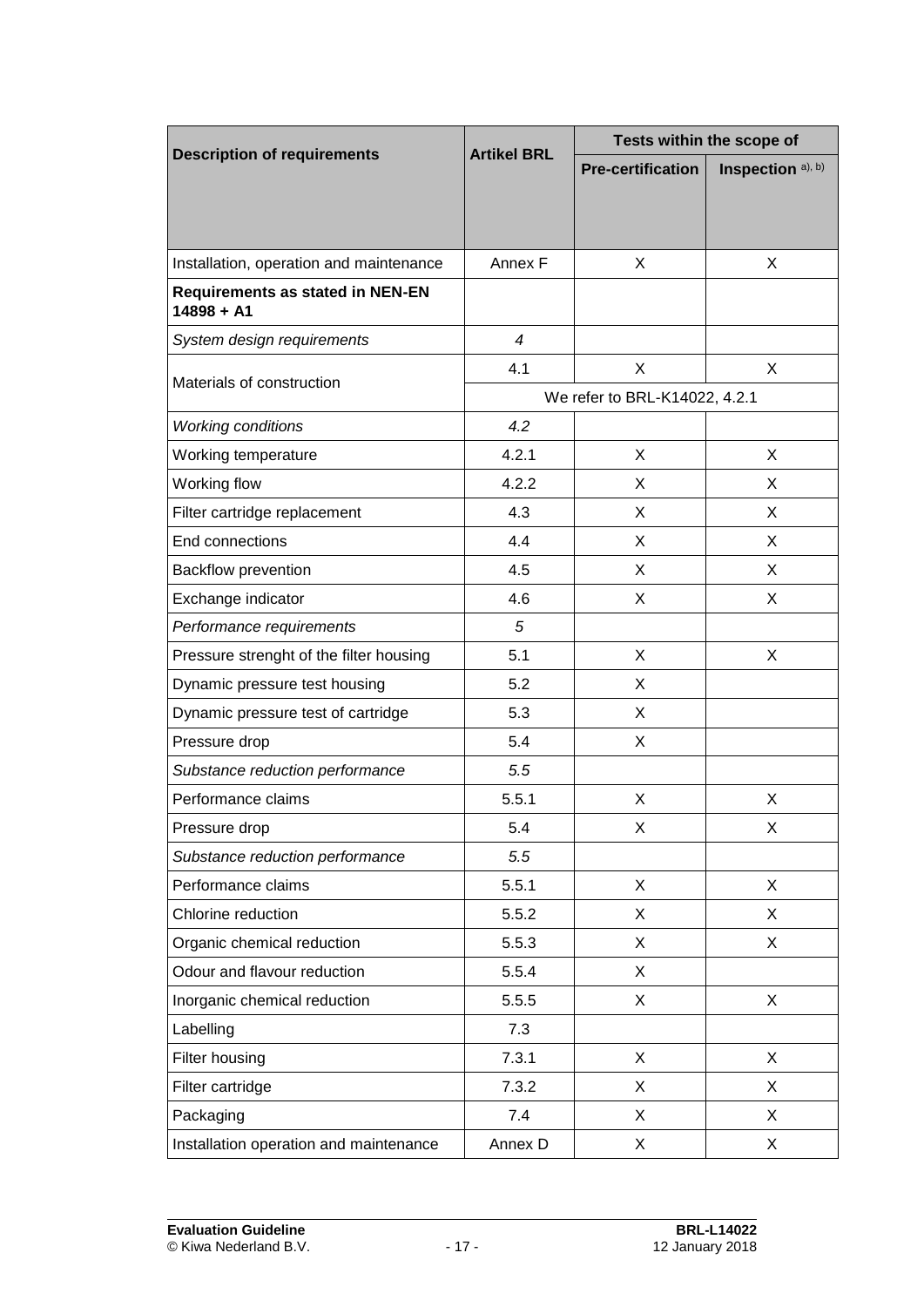| Description of requirements | Artikel BRL | Tests within the scope of | |
|---|---|---|---|
| | | **Pre-certification** | **Inspection** a), b) |
| Installation, operation and maintenance | Annex F | X | X |
| **Requirements as stated in NEN-EN 14898 + A1** | | | |
| *System design requirements* | *4* | | |
| Materials of construction | 4.1 | X | X |
| | We refer to BRL-K14022, 4.2.1 | | |
| *Working conditions* | *4.2* | | |
| Working temperature | 4.2.1 | X | X |
| Working flow | 4.2.2 | X | X |
| Filter cartridge replacement | 4.3 | X | X |
| End connections | 4.4 | X | X |
| Backflow prevention | 4.5 | X | X |
| Exchange indicator | 4.6 | X | X |
| *Performance requirements* | *5* | | |
| Pressure strenght of the filter housing | 5.1 | X | X |
| Dynamic pressure test housing | 5.2 | X | |
| Dynamic pressure test of cartridge | 5.3 | X | |
| Pressure drop | 5.4 | X | |
| *Substance reduction performance* | *5.5* | | |
| Performance claims | 5.5.1 | X | X |
| Pressure drop | 5.4 | X | X |
| *Substance reduction performance* | *5.5* | | |
| Performance claims | 5.5.1 | X | X |
| Chlorine reduction | 5.5.2 | X | X |
| Organic chemical reduction | 5.5.3 | X | X |
| Odour and flavour reduction | 5.5.4 | X | |
| Inorganic chemical reduction | 5.5.5 | X | X |
| Labelling | 7.3 | | |
| Filter housing | 7.3.1 | X | X |
| Filter cartridge | 7.3.2 | X | X |
| Packaging | 7.4 | X | X |
| Installation operation and maintenance | Annex D | X | X |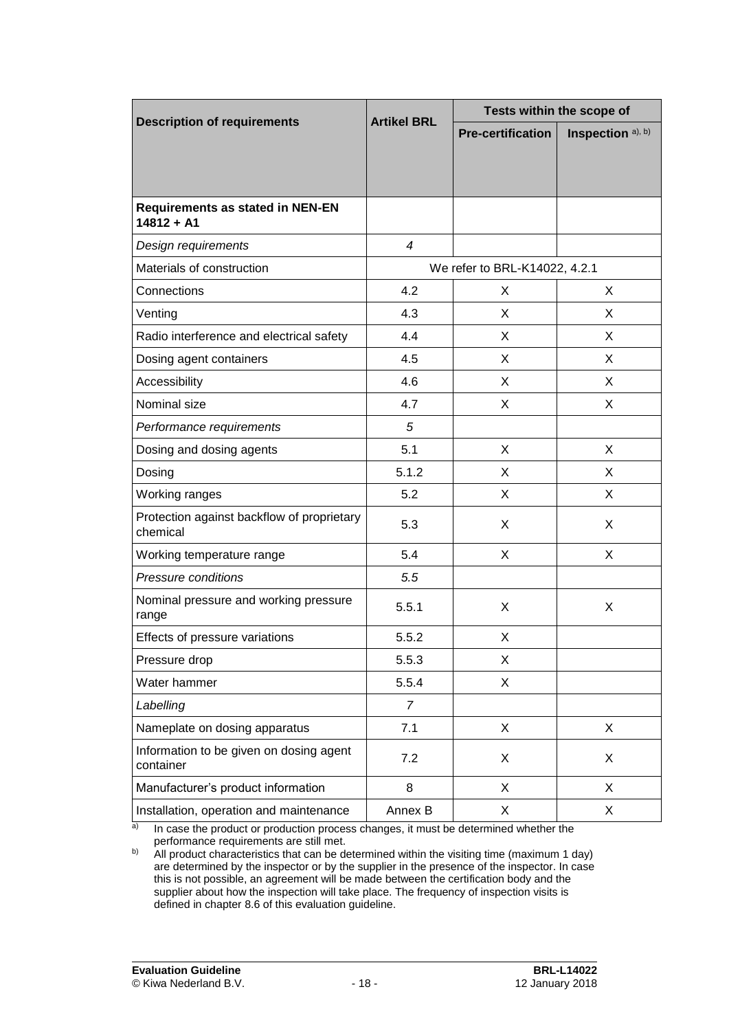| Description of requirements | Artikel BRL | Tests within the scope of | |
|---|---|---|---|
| | | **Pre-certification** | **Inspection** [a), b)] |
| **Requirements as stated in NEN-EN 14812 + A1** | | | |
| *Design requirements* | *4* | | |
| Materials of construction | We refer to BRL-K14022, 4.2.1 | | |
| Connections | 4.2 | X | X |
| Venting | 4.3 | X | X |
| Radio interference and electrical safety | 4.4 | X | X |
| Dosing agent containers | 4.5 | X | X |
| Accessibility | 4.6 | X | X |
| Nominal size | 4.7 | X | X |
| *Performance requirements* | *5* | | |
| Dosing and dosing agents | 5.1 | X | X |
| Dosing | 5.1.2 | X | X |
| Working ranges | 5.2 | X | X |
| Protection against backflow of proprietary chemical | 5.3 | X | X |
| Working temperature range | 5.4 | X | X |
| *Pressure conditions* | *5.5* | | |
| Nominal pressure and working pressure range | 5.5.1 | X | X |
| Effects of pressure variations | 5.5.2 | X | |
| Pressure drop | 5.5.3 | X | |
| Water hammer | 5.5.4 | X | |
| *Labelling* | *7* | | |
| Nameplate on dosing apparatus | 7.1 | X | X |
| Information to be given on dosing agent container | 7.2 | X | X |
| Manufacturer's product information | 8 | X | X |
| Installation, operation and maintenance | Annex B | X | X |

a) In case the product or production process changes, it must be determined whether the performance requirements are still met.

b) All product characteristics that can be determined within the visiting time (maximum 1 day) are determined by the inspector or by the supplier in the presence of the inspector. In case this is not possible, an agreement will be made between the certification body and the supplier about how the inspection will take place. The frequency of inspection visits is defined in chapter 8.6 of this evaluation guideline.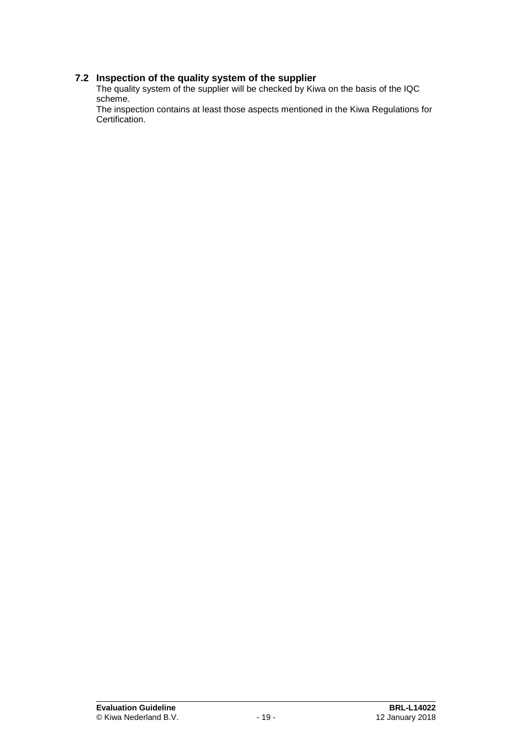## 7.2 Inspection of the quality system of the supplier

The quality system of the supplier will be checked by Kiwa on the basis of the IQC scheme.
The inspection contains at least those aspects mentioned in the Kiwa Regulations for Certification.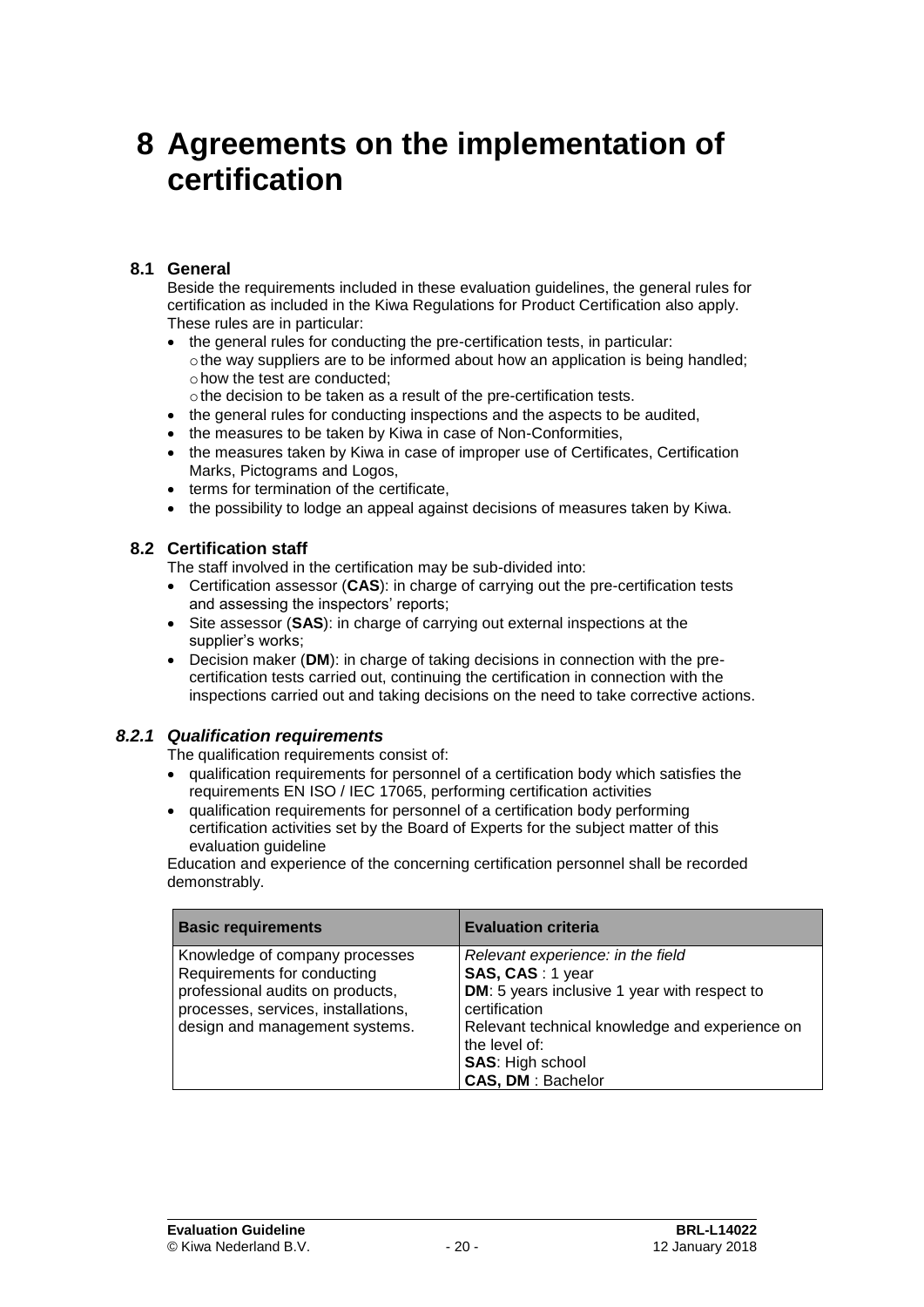# 8 Agreements on the implementation of certification

## 8.1 General

Beside the requirements included in these evaluation guidelines, the general rules for certification as included in the Kiwa Regulations for Product Certification also apply. These rules are in particular:

- the general rules for conducting the pre-certification tests, in particular:
  - the way suppliers are to be informed about how an application is being handled;
  - how the test are conducted;
  - the decision to be taken as a result of the pre-certification tests.
- the general rules for conducting inspections and the aspects to be audited,
- the measures to be taken by Kiwa in case of Non-Conformities,
- the measures taken by Kiwa in case of improper use of Certificates, Certification Marks, Pictograms and Logos,
- terms for termination of the certificate,
- the possibility to lodge an appeal against decisions of measures taken by Kiwa.

## 8.2 Certification staff

The staff involved in the certification may be sub-divided into:

- Certification assessor (**CAS**): in charge of carrying out the pre-certification tests and assessing the inspectors' reports;
- Site assessor (**SAS**): in charge of carrying out external inspections at the supplier's works;
- Decision maker (**DM**): in charge of taking decisions in connection with the pre-certification tests carried out, continuing the certification in connection with the inspections carried out and taking decisions on the need to take corrective actions.

### *8.2.1 Qualification requirements*

The qualification requirements consist of:

- qualification requirements for personnel of a certification body which satisfies the requirements EN ISO / IEC 17065, performing certification activities
- qualification requirements for personnel of a certification body performing certification activities set by the Board of Experts for the subject matter of this evaluation guideline

Education and experience of the concerning certification personnel shall be recorded demonstrably.

| Basic requirements | Evaluation criteria |
|---|---|
| Knowledge of company processes<br>Requirements for conducting professional audits on products, processes, services, installations, design and management systems. | *Relevant experience: in the field*<br>**SAS, CAS** : 1 year<br>**DM**: 5 years inclusive 1 year with respect to certification<br>Relevant technical knowledge and experience on the level of:<br>**SAS**: High school<br>**CAS, DM** : Bachelor |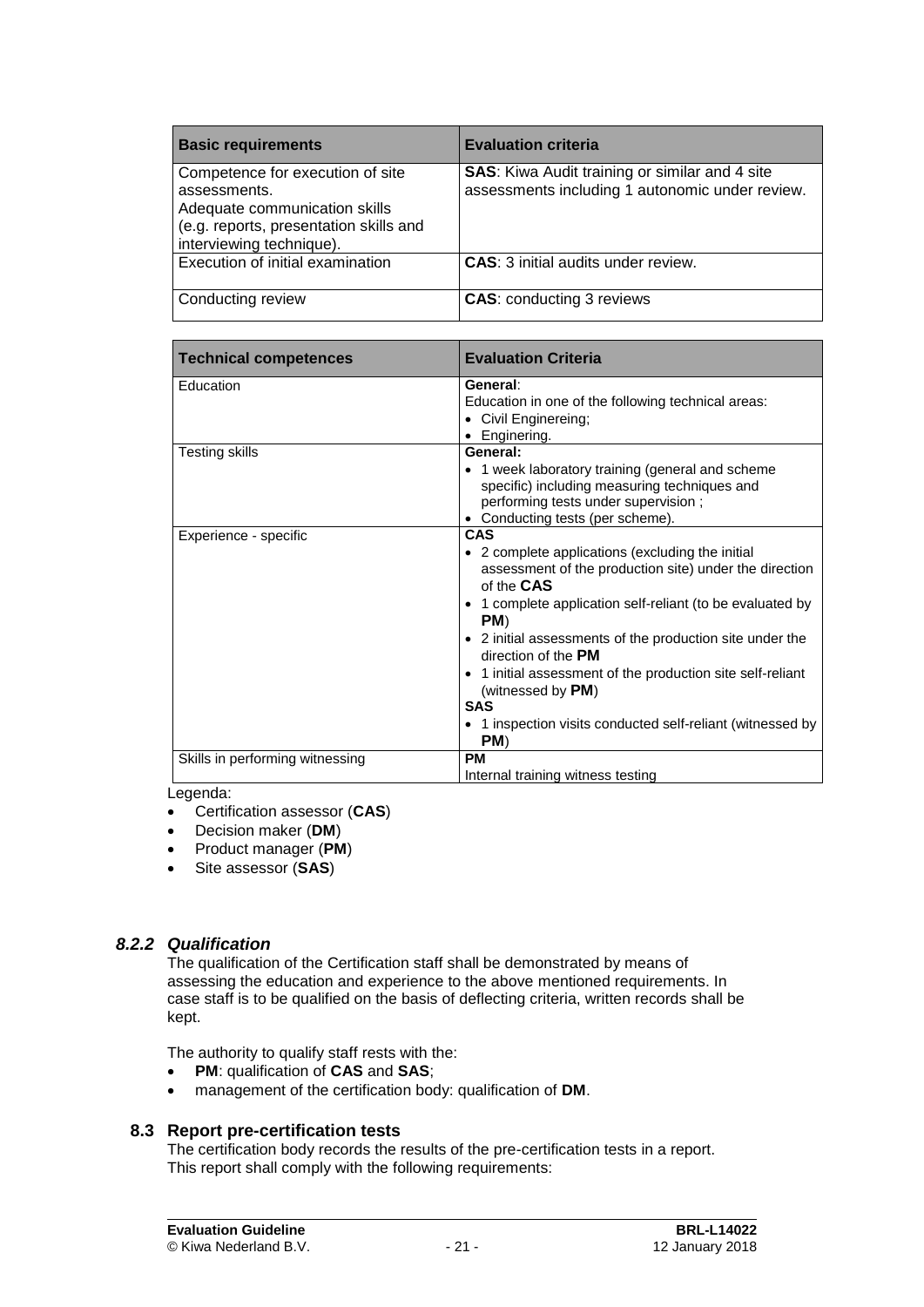| Basic requirements | Evaluation criteria |
|---|---|
| Competence for execution of site assessments.<br>Adequate communication skills (e.g. reports, presentation skills and interviewing technique). | **SAS**: Kiwa Audit training or similar and 4 site assessments including 1 autonomic under review. |
| Execution of initial examination | **CAS**: 3 initial audits under review. |
| Conducting review | **CAS**: conducting 3 reviews |

| Technical competences | Evaluation Criteria |
|---|---|
| Education | **General**:<br>Education in one of the following technical areas:<br>• Civil Enginereing;<br>• Enginering. |
| Testing skills | **General:**<br>• 1 week laboratory training (general and scheme specific) including measuring techniques and performing tests under supervision ;<br>• Conducting tests (per scheme). |
| Experience - specific | **CAS**<br>• 2 complete applications (excluding the initial assessment of the production site) under the direction of the **CAS**<br>• 1 complete application self-reliant (to be evaluated by **PM**)<br>• 2 initial assessments of the production site under the direction of the **PM**<br>• 1 initial assessment of the production site self-reliant (witnessed by **PM**)<br>**SAS**<br>• 1 inspection visits conducted self-reliant (witnessed by **PM**) |
| Skills in performing witnessing | **PM**<br>Internal training witness testing |

Legenda:

- Certification assessor (**CAS**)
- Decision maker (**DM**)
- Product manager (**PM**)
- Site assessor (**SAS**)

### *8.2.2 Qualification*

The qualification of the Certification staff shall be demonstrated by means of assessing the education and experience to the above mentioned requirements. In case staff is to be qualified on the basis of deflecting criteria, written records shall be kept.

The authority to qualify staff rests with the:

- **PM**: qualification of **CAS** and **SAS**;
- management of the certification body: qualification of **DM**.

## 8.3 Report pre-certification tests

The certification body records the results of the pre-certification tests in a report. This report shall comply with the following requirements: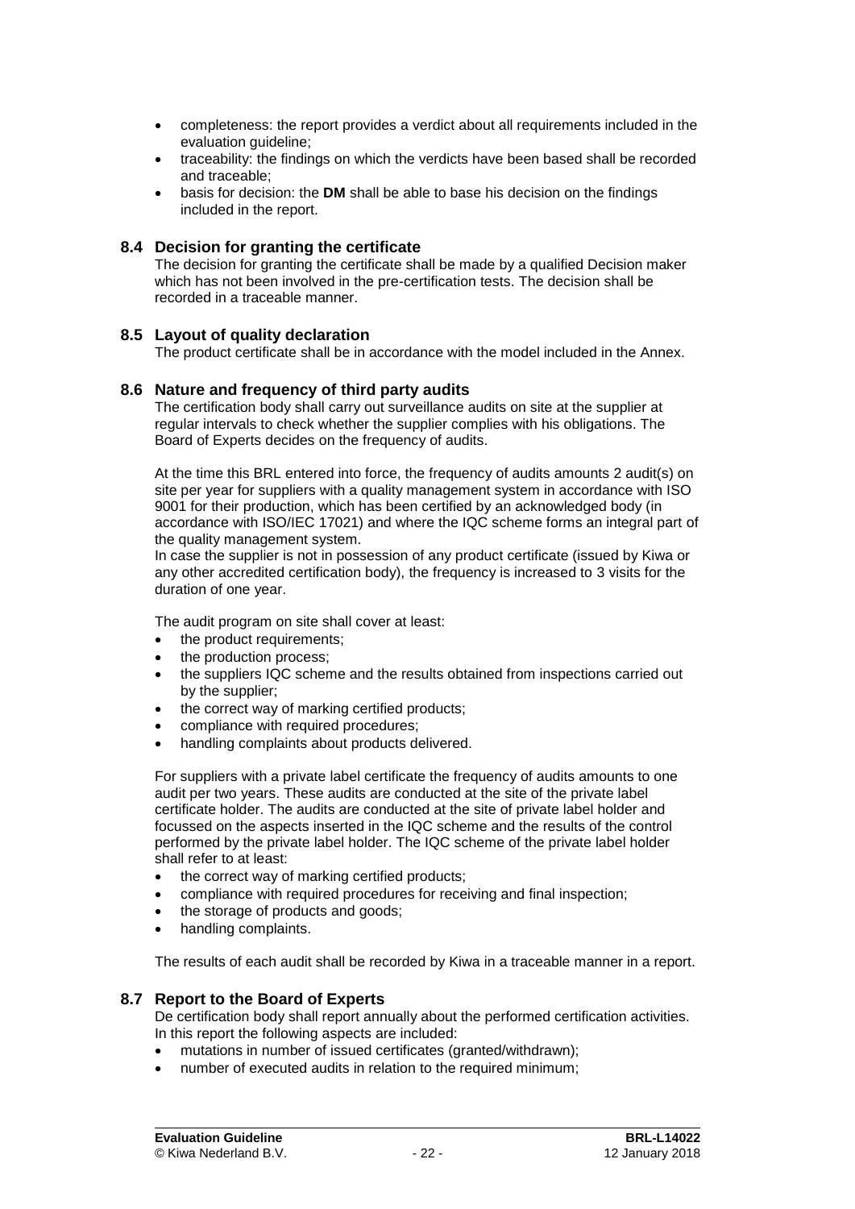- completeness: the report provides a verdict about all requirements included in the evaluation guideline;
- traceability: the findings on which the verdicts have been based shall be recorded and traceable;
- basis for decision: the **DM** shall be able to base his decision on the findings included in the report.

## 8.4 Decision for granting the certificate

The decision for granting the certificate shall be made by a qualified Decision maker which has not been involved in the pre-certification tests. The decision shall be recorded in a traceable manner.

## 8.5 Layout of quality declaration

The product certificate shall be in accordance with the model included in the Annex.

## 8.6 Nature and frequency of third party audits

The certification body shall carry out surveillance audits on site at the supplier at regular intervals to check whether the supplier complies with his obligations. The Board of Experts decides on the frequency of audits.

At the time this BRL entered into force, the frequency of audits amounts 2 audit(s) on site per year for suppliers with a quality management system in accordance with ISO 9001 for their production, which has been certified by an acknowledged body (in accordance with ISO/IEC 17021) and where the IQC scheme forms an integral part of the quality management system.
In case the supplier is not in possession of any product certificate (issued by Kiwa or any other accredited certification body), the frequency is increased to 3 visits for the duration of one year.

The audit program on site shall cover at least:

- the product requirements;
- the production process;
- the suppliers IQC scheme and the results obtained from inspections carried out by the supplier;
- the correct way of marking certified products;
- compliance with required procedures;
- handling complaints about products delivered.

For suppliers with a private label certificate the frequency of audits amounts to one audit per two years. These audits are conducted at the site of the private label certificate holder. The audits are conducted at the site of private label holder and focussed on the aspects inserted in the IQC scheme and the results of the control performed by the private label holder. The IQC scheme of the private label holder shall refer to at least:

- the correct way of marking certified products;
- compliance with required procedures for receiving and final inspection;
- the storage of products and goods;
- handling complaints.

The results of each audit shall be recorded by Kiwa in a traceable manner in a report.

## 8.7 Report to the Board of Experts

De certification body shall report annually about the performed certification activities. In this report the following aspects are included:

- mutations in number of issued certificates (granted/withdrawn);
- number of executed audits in relation to the required minimum;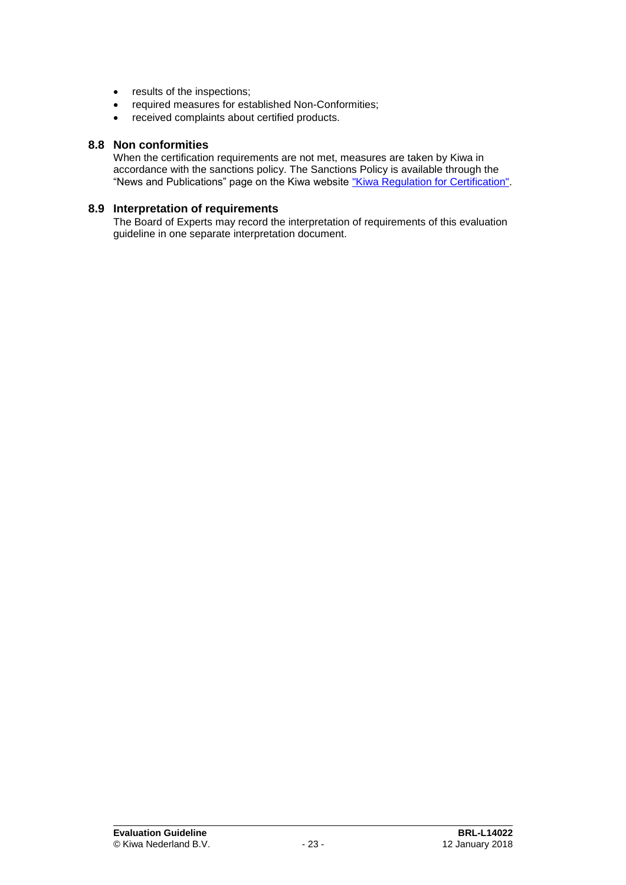- results of the inspections;
- required measures for established Non-Conformities;
- received complaints about certified products.

## 8.8 Non conformities

When the certification requirements are not met, measures are taken by Kiwa in accordance with the sanctions policy. The Sanctions Policy is available through the "News and Publications" page on the Kiwa website "Kiwa Regulation for Certification".

## 8.9 Interpretation of requirements

The Board of Experts may record the interpretation of requirements of this evaluation guideline in one separate interpretation document.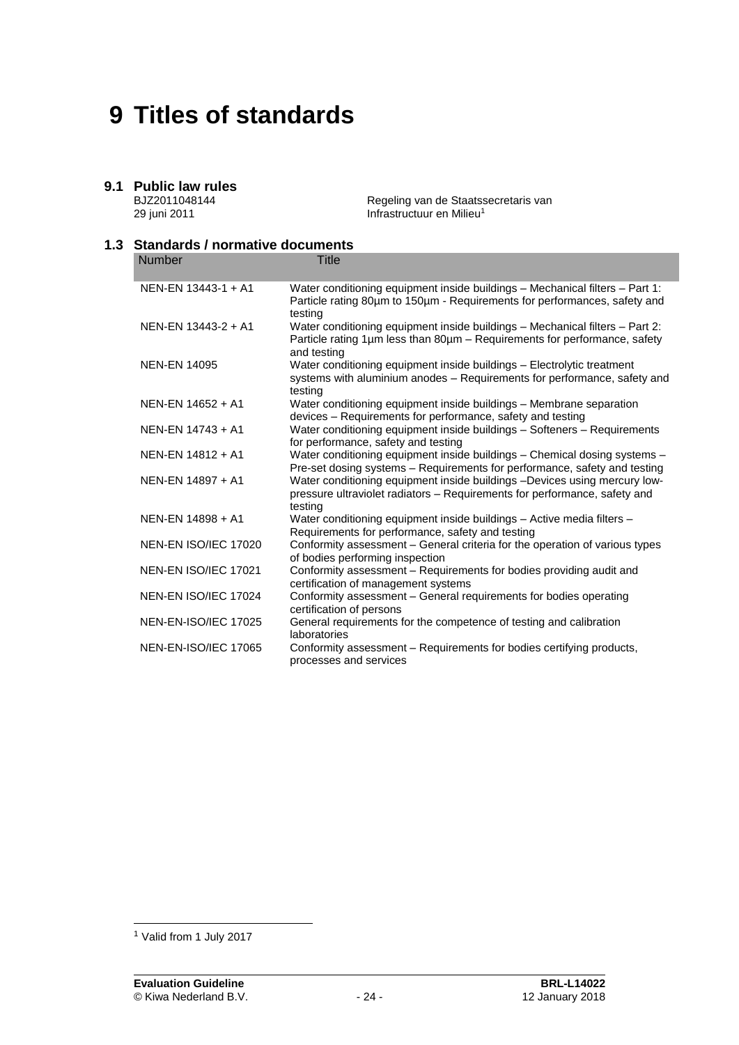# 9 Titles of standards

## 9.1 Public law rules

BJZ2011048144
29 juni 2011

Regeling van de Staatssecretaris van Infrastructuur en Milieu[1]

## 1.3 Standards / normative documents

| Number | Title |
|---|---|
| NEN-EN 13443-1 + A1 | Water conditioning equipment inside buildings – Mechanical filters – Part 1: Particle rating 80µm to 150µm - Requirements for performances, safety and testing |
| NEN-EN 13443-2 + A1 | Water conditioning equipment inside buildings – Mechanical filters – Part 2: Particle rating 1µm less than 80µm – Requirements for performance, safety and testing |
| NEN-EN 14095 | Water conditioning equipment inside buildings – Electrolytic treatment systems with aluminium anodes – Requirements for performance, safety and testing |
| NEN-EN 14652 + A1 | Water conditioning equipment inside buildings – Membrane separation devices – Requirements for performance, safety and testing |
| NEN-EN 14743 + A1 | Water conditioning equipment inside buildings – Softeners – Requirements for performance, safety and testing |
| NEN-EN 14812 + A1 | Water conditioning equipment inside buildings – Chemical dosing systems – Pre-set dosing systems – Requirements for performance, safety and testing |
| NEN-EN 14897 + A1 | Water conditioning equipment inside buildings –Devices using mercury low-pressure ultraviolet radiators – Requirements for performance, safety and testing |
| NEN-EN 14898 + A1 | Water conditioning equipment inside buildings – Active media filters – Requirements for performance, safety and testing |
| NEN-EN ISO/IEC 17020 | Conformity assessment – General criteria for the operation of various types of bodies performing inspection |
| NEN-EN ISO/IEC 17021 | Conformity assessment – Requirements for bodies providing audit and certification of management systems |
| NEN-EN ISO/IEC 17024 | Conformity assessment – General requirements for bodies operating certification of persons |
| NEN-EN-ISO/IEC 17025 | General requirements for the competence of testing and calibration laboratories |
| NEN-EN-ISO/IEC 17065 | Conformity assessment – Requirements for bodies certifying products, processes and services |

[1] Valid from 1 July 2017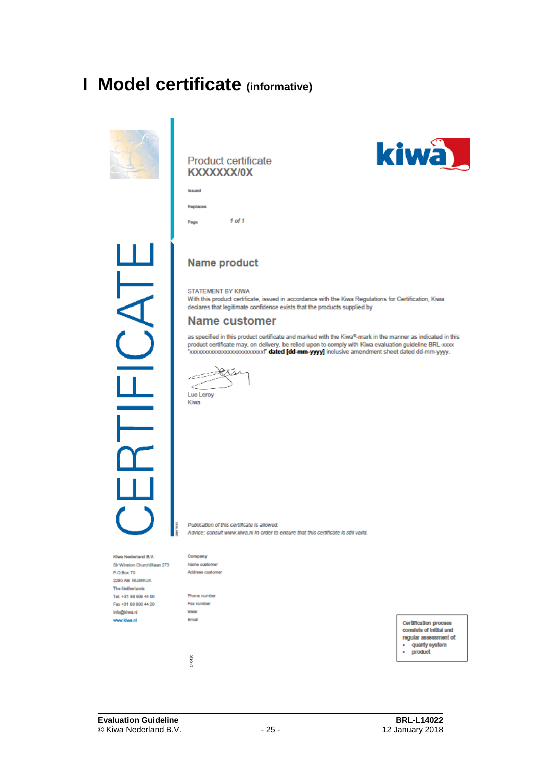# I Model certificate (informative)

CERTIFICATE

Product certificate
**KXXXXXX/0X**

kiwa

Issued

Replaces

Page 1 of 1

## Name product

STATEMENT BY KIWA
With this product certificate, issued in accordance with the Kiwa Regulations for Certification, Kiwa declares that legitimate confidence exists that the products supplied by

## Name customer

as specified in this product certificate and marked with the Kiwa®-mark in the manner as indicated in this product certificate may, on delivery, be relied upon to comply with Kiwa evaluation guideline BRL-xxxx "xxxxxxxxxxxxxxxxxxxxxxxxxx" **dated [dd-mm-yyyy]** inclusive amendment sheet dated dd-mm-yyyy.

Luc Leroy
Kiwa

*Publication of this certificate is allowed.*
*Advice: consult www.kiwa.nl in order to ensure that this certificate is still valid.*

Kiwa Nederland B.V.
Sir Winston Churchilllaan 273
P.O.Box 70
2280 AB RIJSWIJK
The Netherlands
Tel. +31 88 998 44 00
Fax +31 88 998 44 20
info@kiwa.nl
www.kiwa.nl

Company
Name customer
Address customer

Phone number
Fax number
www.
Email

Certification process consists of initial and regular assessment of:
- quality system
- product

140410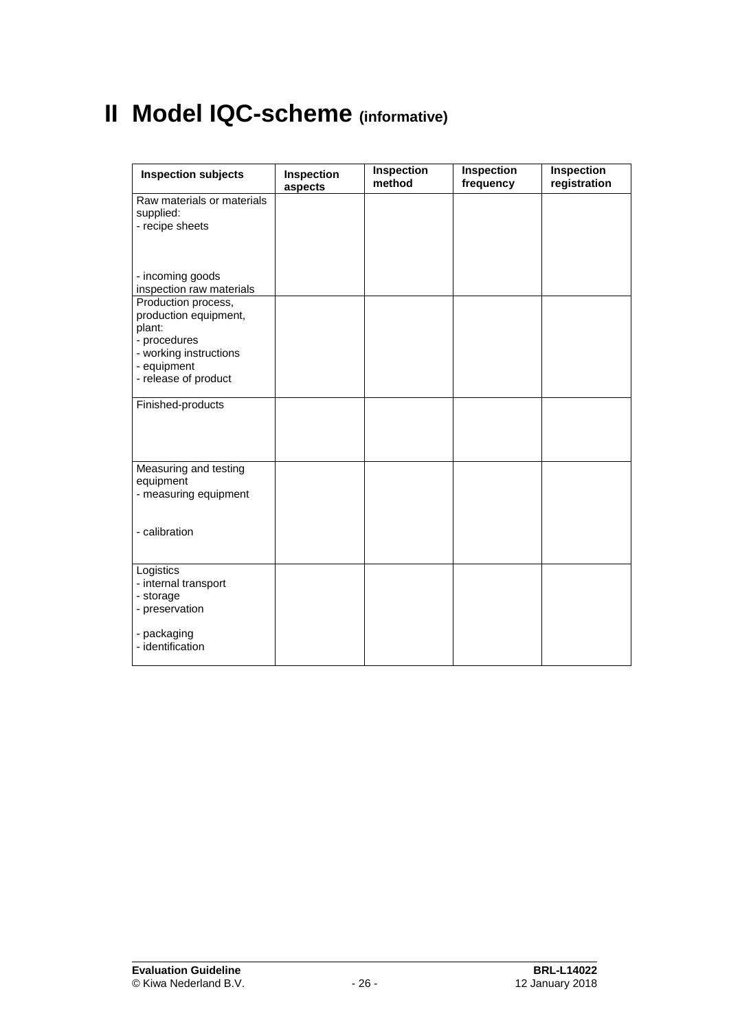# II Model IQC-scheme (informative)

| Inspection subjects | Inspection aspects | Inspection method | Inspection frequency | Inspection registration |
|---|---|---|---|---|
| Raw materials or materials supplied:<br>- recipe sheets<br><br>- incoming goods inspection raw materials | | | | |
| Production process, production equipment, plant:<br>- procedures<br>- working instructions<br>- equipment<br>- release of product | | | | |
| Finished-products | | | | |
| Measuring and testing equipment<br>- measuring equipment<br><br>- calibration | | | | |
| Logistics<br>- internal transport<br>- storage<br>- preservation<br><br>- packaging<br>- identification | | | | |